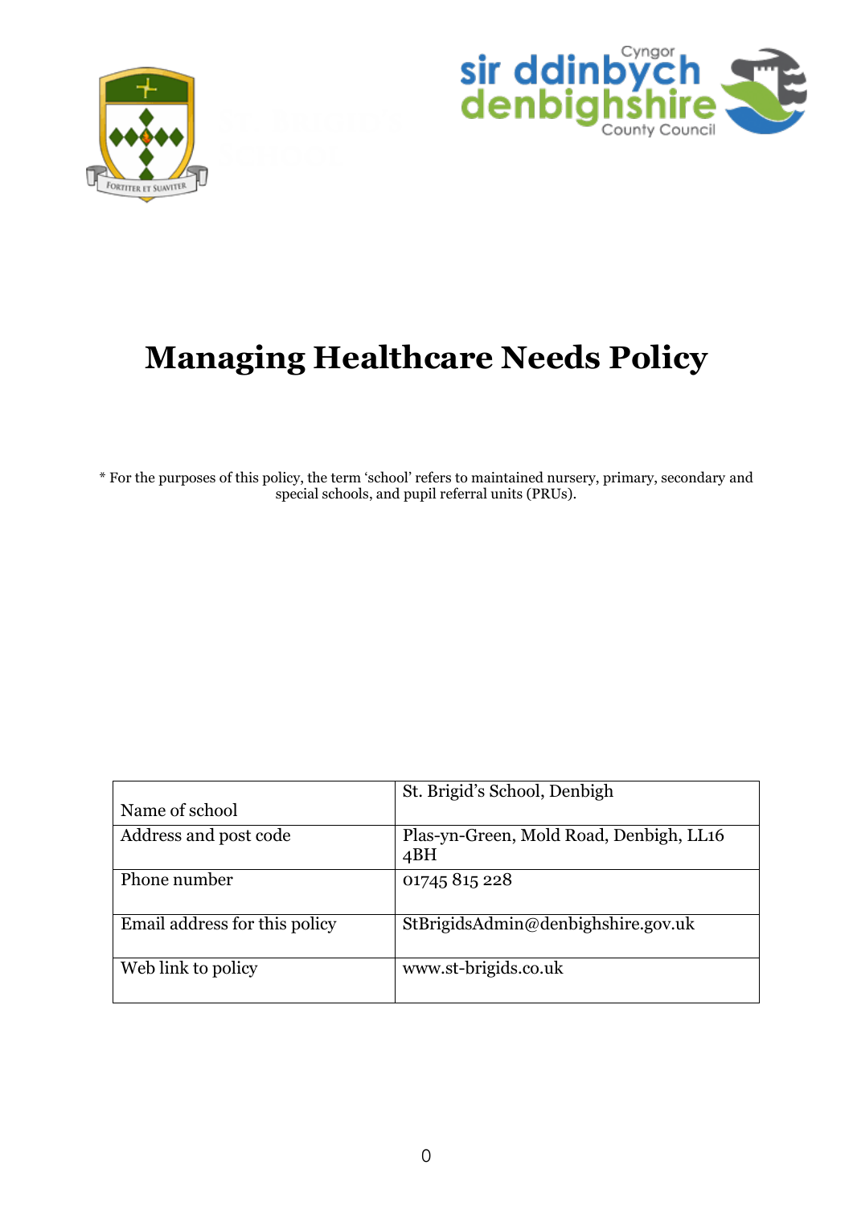# Managing Healthcare Needs Policy

* For the purposes of this policy, the term 'school' refers to maintained nursery, primary, secondary and special schools, and pupil referral units (PRUs).

| Name of school | St. Brigid's School, Denbigh |
|---|---|
| Address and post code | Plas-yn-Green, Mold Road, Denbigh, LL16 4BH |
| Phone number | 01745 815 228 |
| Email address for this policy | StBrigidsAdmin@denbighshire.gov.uk |
| Web link to policy | www.st-brigids.co.uk |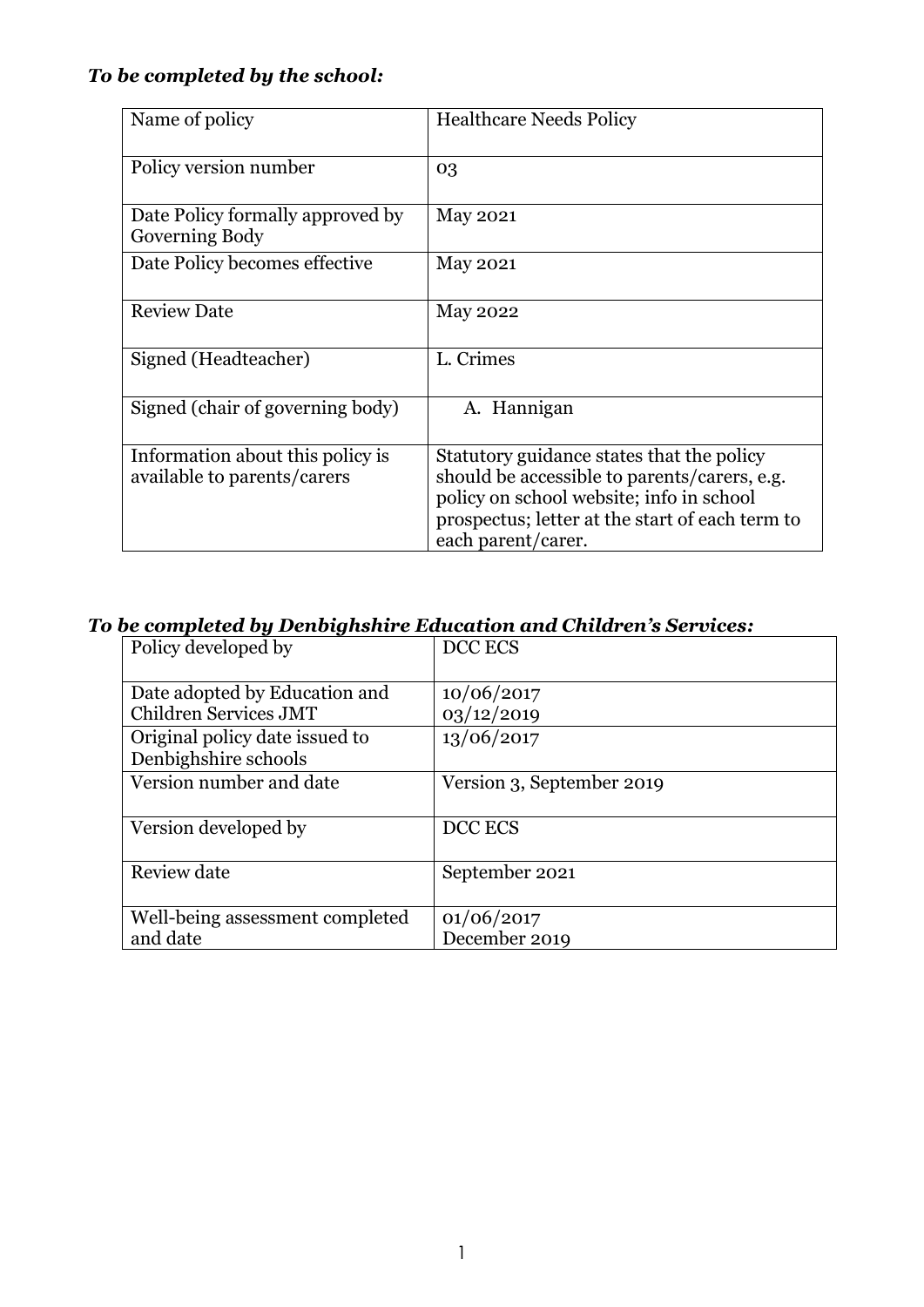***To be completed by the school:***

| Name of policy | Healthcare Needs Policy |
|---|---|
| Policy version number | 03 |
| Date Policy formally approved by Governing Body | May 2021 |
| Date Policy becomes effective | May 2021 |
| Review Date | May 2022 |
| Signed (Headteacher) | L. Crimes |
| Signed (chair of governing body) | A. Hannigan |
| Information about this policy is available to parents/carers | Statutory guidance states that the policy should be accessible to parents/carers, e.g. policy on school website; info in school prospectus; letter at the start of each term to each parent/carer. |

***To be completed by Denbighshire Education and Children's Services:***

| Policy developed by | DCC ECS |
|---|---|
| Date adopted by Education and Children Services JMT | 10/06/2017<br>03/12/2019 |
| Original policy date issued to Denbighshire schools | 13/06/2017 |
| Version number and date | Version 3, September 2019 |
| Version developed by | DCC ECS |
| Review date | September 2021 |
| Well-being assessment completed and date | 01/06/2017<br>December 2019 |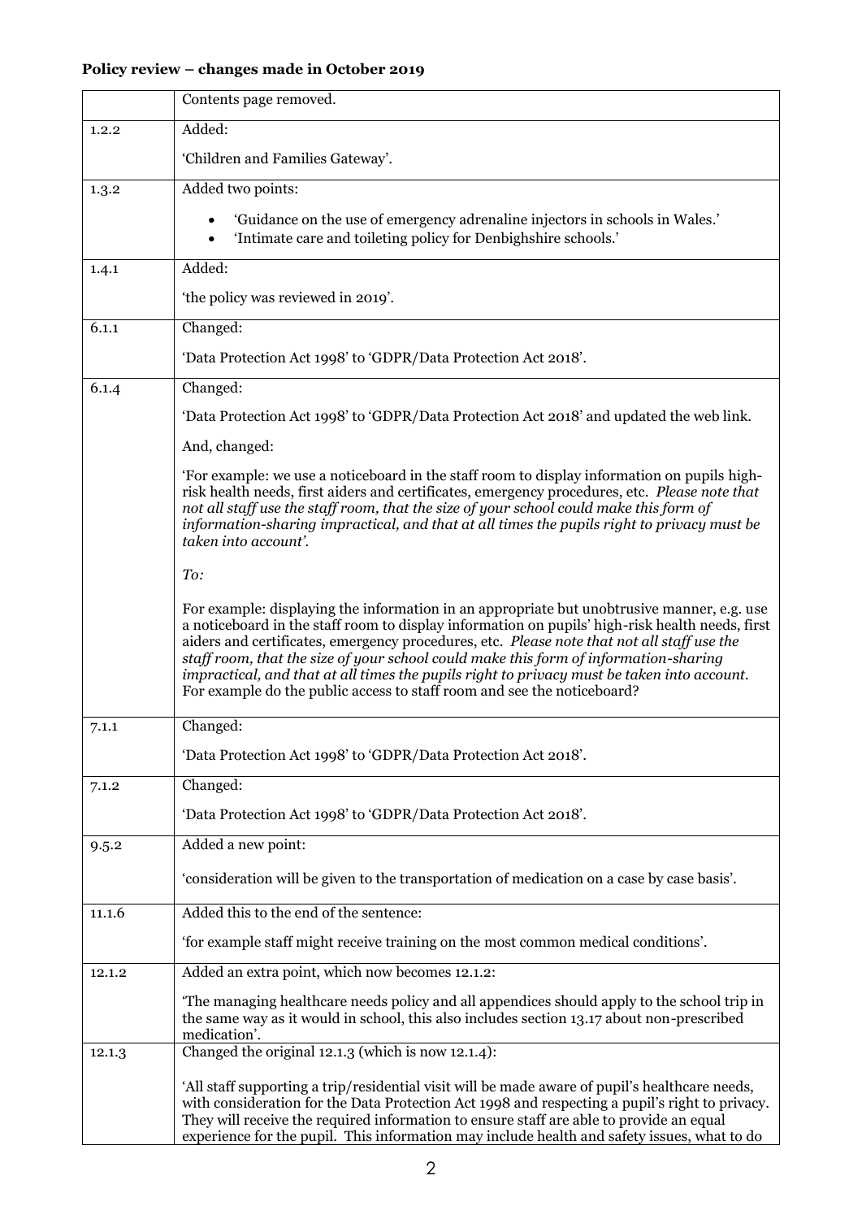**Policy review – changes made in October 2019**

| | |
|---|---|
| | Contents page removed. |
| 1.2.2 | Added:<br><br>'Children and Families Gateway'. |
| 1.3.2 | Added two points:<br><br>• 'Guidance on the use of emergency adrenaline injectors in schools in Wales.'<br>• 'Intimate care and toileting policy for Denbighshire schools.' |
| 1.4.1 | Added:<br><br>'the policy was reviewed in 2019'. |
| 6.1.1 | Changed:<br><br>'Data Protection Act 1998' to 'GDPR/Data Protection Act 2018'. |
| 6.1.4 | Changed:<br><br>'Data Protection Act 1998' to 'GDPR/Data Protection Act 2018' and updated the web link.<br><br>And, changed:<br><br>'For example: we use a noticeboard in the staff room to display information on pupils high-risk health needs, first aiders and certificates, emergency procedures, etc. *Please note that not all staff use the staff room, that the size of your school could make this form of information-sharing impractical, and that at all times the pupils right to privacy must be taken into account'.*<br><br>*To:*<br><br>For example: displaying the information in an appropriate but unobtrusive manner, e.g. use a noticeboard in the staff room to display information on pupils' high-risk health needs, first aiders and certificates, emergency procedures, etc. *Please note that not all staff use the staff room, that the size of your school could make this form of information-sharing impractical, and that at all times the pupils right to privacy must be taken into account.* For example do the public access to staff room and see the noticeboard? |
| 7.1.1 | Changed:<br><br>'Data Protection Act 1998' to 'GDPR/Data Protection Act 2018'. |
| 7.1.2 | Changed:<br><br>'Data Protection Act 1998' to 'GDPR/Data Protection Act 2018'. |
| 9.5.2 | Added a new point:<br><br>'consideration will be given to the transportation of medication on a case by case basis'. |
| 11.1.6 | Added this to the end of the sentence:<br><br>'for example staff might receive training on the most common medical conditions'. |
| 12.1.2 | Added an extra point, which now becomes 12.1.2:<br><br>'The managing healthcare needs policy and all appendices should apply to the school trip in the same way as it would in school, this also includes section 13.17 about non-prescribed medication'. |
| 12.1.3 | Changed the original 12.1.3 (which is now 12.1.4):<br><br>'All staff supporting a trip/residential visit will be made aware of pupil's healthcare needs, with consideration for the Data Protection Act 1998 and respecting a pupil's right to privacy. They will receive the required information to ensure staff are able to provide an equal experience for the pupil. This information may include health and safety issues, what to do |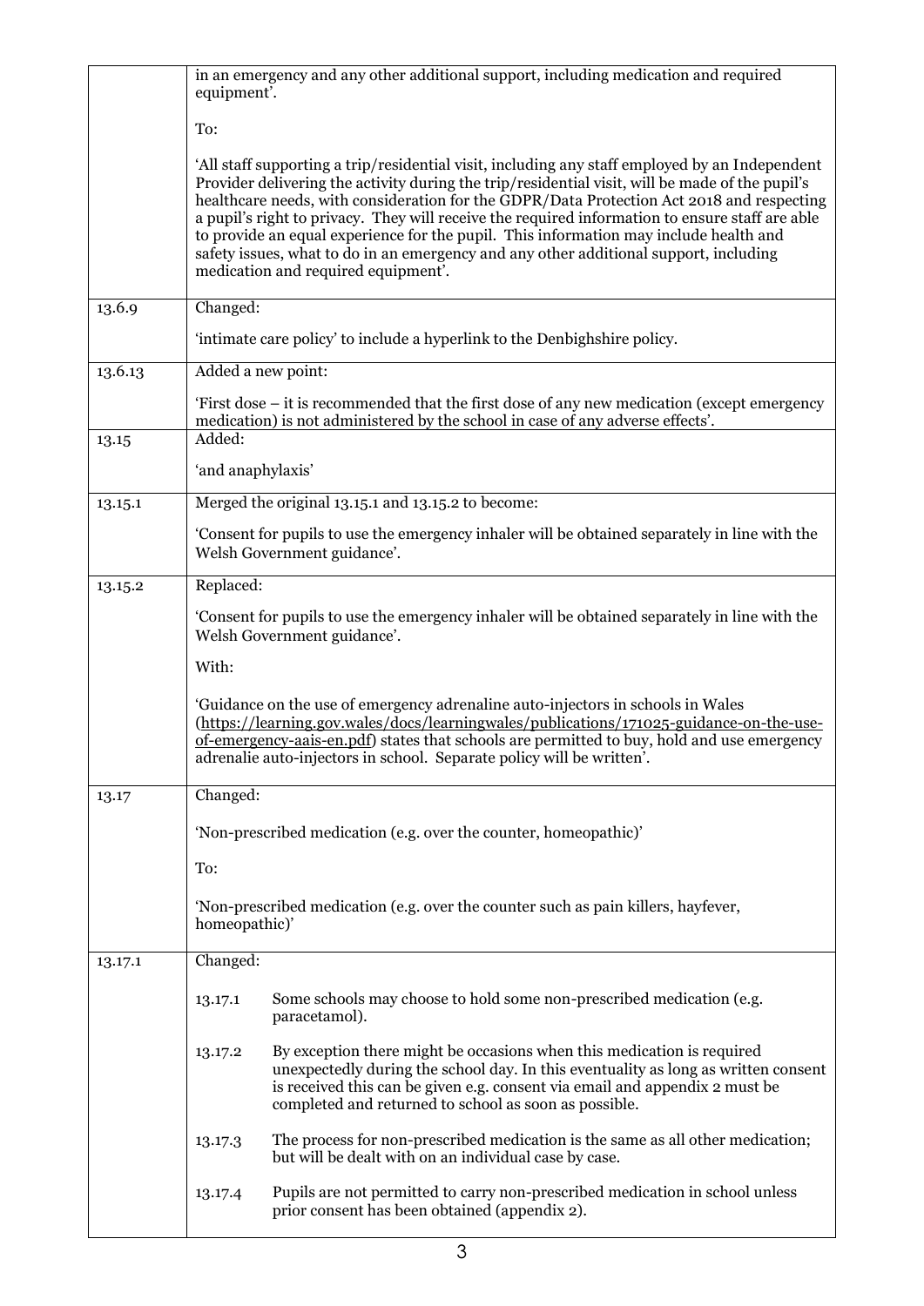| | |
|---|---|
| | in an emergency and any other additional support, including medication and required equipment'.<br><br>To:<br><br>'All staff supporting a trip/residential visit, including any staff employed by an Independent Provider delivering the activity during the trip/residential visit, will be made of the pupil's healthcare needs, with consideration for the GDPR/Data Protection Act 2018 and respecting a pupil's right to privacy. They will receive the required information to ensure staff are able to provide an equal experience for the pupil. This information may include health and safety issues, what to do in an emergency and any other additional support, including medication and required equipment'. |
| 13.6.9 | Changed:<br><br>'intimate care policy' to include a hyperlink to the Denbighshire policy. |
| 13.6.13 | Added a new point:<br><br>'First dose – it is recommended that the first dose of any new medication (except emergency medication) is not administered by the school in case of any adverse effects'. |
| 13.15 | Added:<br><br>'and anaphylaxis' |
| 13.15.1 | Merged the original 13.15.1 and 13.15.2 to become:<br><br>'Consent for pupils to use the emergency inhaler will be obtained separately in line with the Welsh Government guidance'. |
| 13.15.2 | Replaced:<br><br>'Consent for pupils to use the emergency inhaler will be obtained separately in line with the Welsh Government guidance'.<br><br>With:<br><br>'Guidance on the use of emergency adrenaline auto-injectors in schools in Wales (https://learning.gov.wales/docs/learningwales/publications/171025-guidance-on-the-use-of-emergency-aais-en.pdf) states that schools are permitted to buy, hold and use emergency adrenalie auto-injectors in school. Separate policy will be written'. |
| 13.17 | Changed:<br><br>'Non-prescribed medication (e.g. over the counter, homeopathic)'<br><br>To:<br><br>'Non-prescribed medication (e.g. over the counter such as pain killers, hayfever, homeopathic)' |
| 13.17.1 | Changed:<br><br>13.17.1 Some schools may choose to hold some non-prescribed medication (e.g. paracetamol).<br><br>13.17.2 By exception there might be occasions when this medication is required unexpectedly during the school day. In this eventuality as long as written consent is received this can be given e.g. consent via email and appendix 2 must be completed and returned to school as soon as possible.<br><br>13.17.3 The process for non-prescribed medication is the same as all other medication; but will be dealt with on an individual case by case.<br><br>13.17.4 Pupils are not permitted to carry non-prescribed medication in school unless prior consent has been obtained (appendix 2). |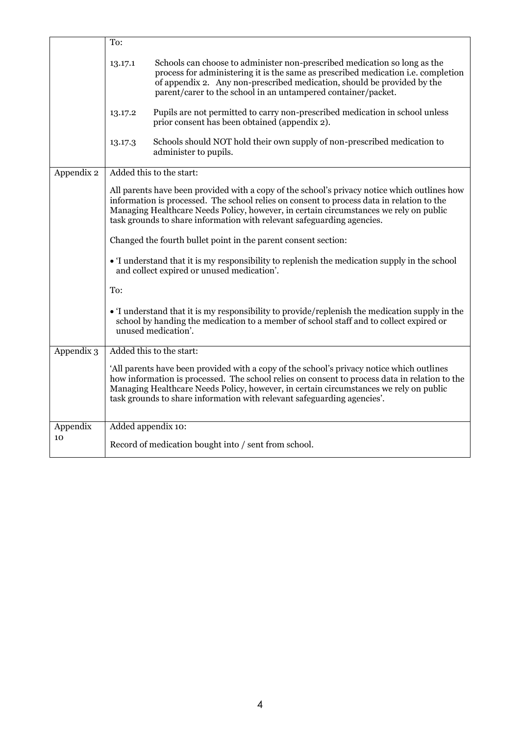| | |
|---|---|
| | To:<br><br>13.17.1 Schools can choose to administer non-prescribed medication so long as the process for administering it is the same as prescribed medication i.e. completion of appendix 2. Any non-prescribed medication, should be provided by the parent/carer to the school in an untampered container/packet.<br><br>13.17.2 Pupils are not permitted to carry non-prescribed medication in school unless prior consent has been obtained (appendix 2).<br><br>13.17.3 Schools should NOT hold their own supply of non-prescribed medication to administer to pupils. |
| Appendix 2 | Added this to the start:<br><br>All parents have been provided with a copy of the school's privacy notice which outlines how information is processed. The school relies on consent to process data in relation to the Managing Healthcare Needs Policy, however, in certain circumstances we rely on public task grounds to share information with relevant safeguarding agencies.<br><br>Changed the fourth bullet point in the parent consent section:<br><br>• 'I understand that it is my responsibility to replenish the medication supply in the school and collect expired or unused medication'.<br><br>To:<br><br>• 'I understand that it is my responsibility to provide/replenish the medication supply in the school by handing the medication to a member of school staff and to collect expired or unused medication'. |
| Appendix 3 | Added this to the start:<br><br>'All parents have been provided with a copy of the school's privacy notice which outlines how information is processed. The school relies on consent to process data in relation to the Managing Healthcare Needs Policy, however, in certain circumstances we rely on public task grounds to share information with relevant safeguarding agencies'. |
| Appendix 10 | Added appendix 10:<br><br>Record of medication bought into / sent from school. |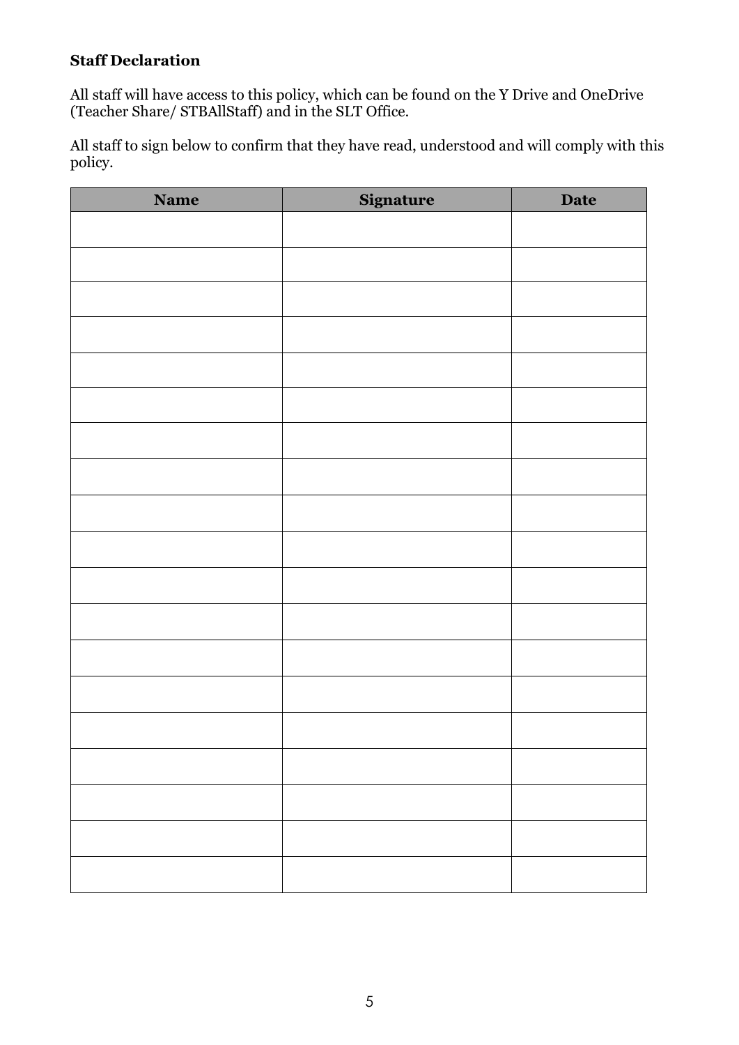**Staff Declaration**

All staff will have access to this policy, which can be found on the Y Drive and OneDrive (Teacher Share/ STBAllStaff) and in the SLT Office.

All staff to sign below to confirm that they have read, understood and will comply with this policy.

| Name | Signature | Date |
|---|---|---|
| | | |
| | | |
| | | |
| | | |
| | | |
| | | |
| | | |
| | | |
| | | |
| | | |
| | | |
| | | |
| | | |
| | | |
| | | |
| | | |
| | | |
| | | |
| | | |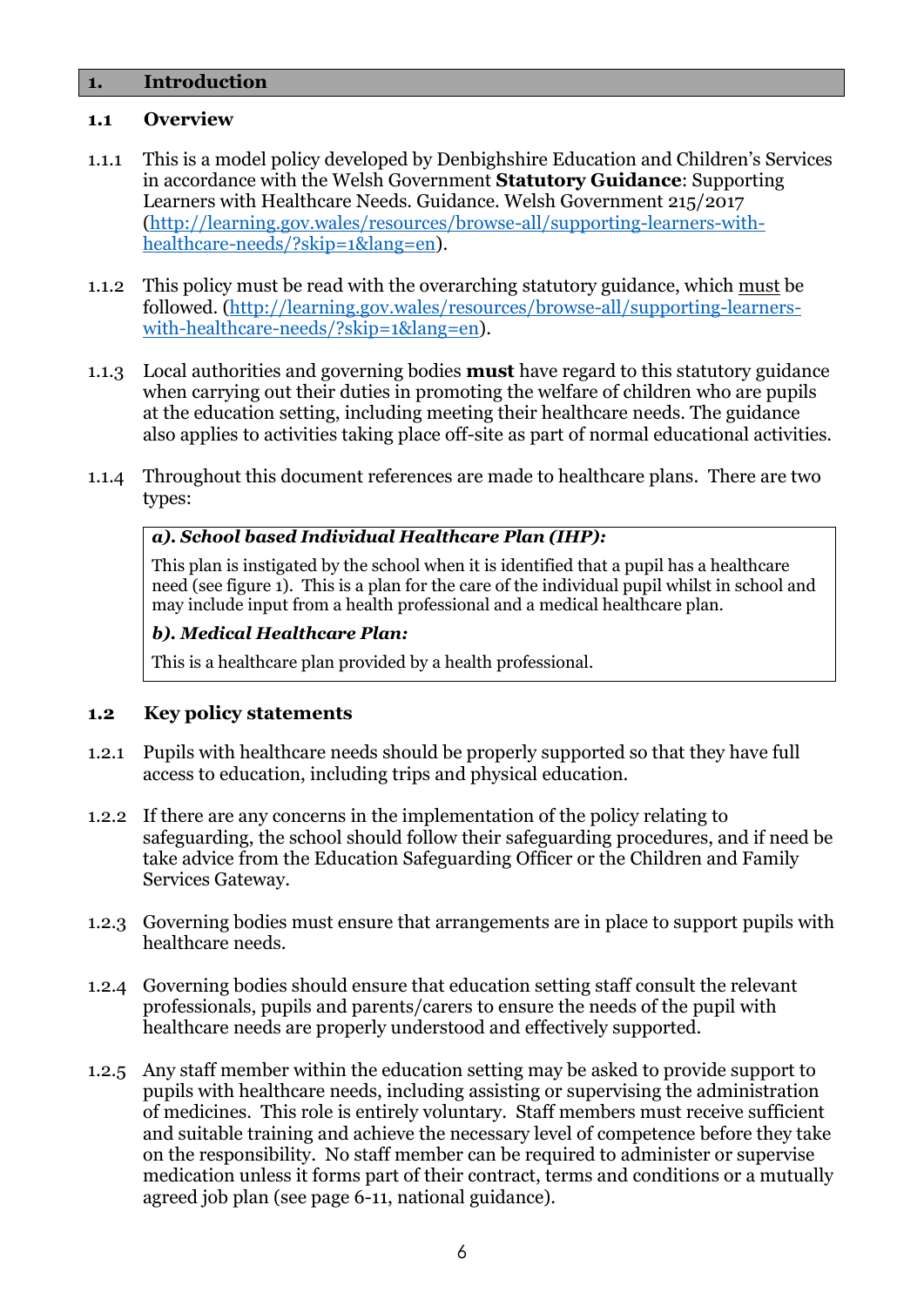## 1. Introduction

### 1.1 Overview

1.1.1 This is a model policy developed by Denbighshire Education and Children's Services in accordance with the Welsh Government **Statutory Guidance**: Supporting Learners with Healthcare Needs. Guidance. Welsh Government 215/2017 (http://learning.gov.wales/resources/browse-all/supporting-learners-with-healthcare-needs/?skip=1&lang=en).

1.1.2 This policy must be read with the overarching statutory guidance, which must be followed. (http://learning.gov.wales/resources/browse-all/supporting-learners-with-healthcare-needs/?skip=1&lang=en).

1.1.3 Local authorities and governing bodies **must** have regard to this statutory guidance when carrying out their duties in promoting the welfare of children who are pupils at the education setting, including meeting their healthcare needs. The guidance also applies to activities taking place off-site as part of normal educational activities.

1.1.4 Throughout this document references are made to healthcare plans. There are two types:

> ***a). School based Individual Healthcare Plan (IHP):***
>
> This plan is instigated by the school when it is identified that a pupil has a healthcare need (see figure 1). This is a plan for the care of the individual pupil whilst in school and may include input from a health professional and a medical healthcare plan.
>
> ***b). Medical Healthcare Plan:***
>
> This is a healthcare plan provided by a health professional.

### 1.2 Key policy statements

1.2.1 Pupils with healthcare needs should be properly supported so that they have full access to education, including trips and physical education.

1.2.2 If there are any concerns in the implementation of the policy relating to safeguarding, the school should follow their safeguarding procedures, and if need be take advice from the Education Safeguarding Officer or the Children and Family Services Gateway.

1.2.3 Governing bodies must ensure that arrangements are in place to support pupils with healthcare needs.

1.2.4 Governing bodies should ensure that education setting staff consult the relevant professionals, pupils and parents/carers to ensure the needs of the pupil with healthcare needs are properly understood and effectively supported.

1.2.5 Any staff member within the education setting may be asked to provide support to pupils with healthcare needs, including assisting or supervising the administration of medicines. This role is entirely voluntary. Staff members must receive sufficient and suitable training and achieve the necessary level of competence before they take on the responsibility. No staff member can be required to administer or supervise medication unless it forms part of their contract, terms and conditions or a mutually agreed job plan (see page 6-11, national guidance).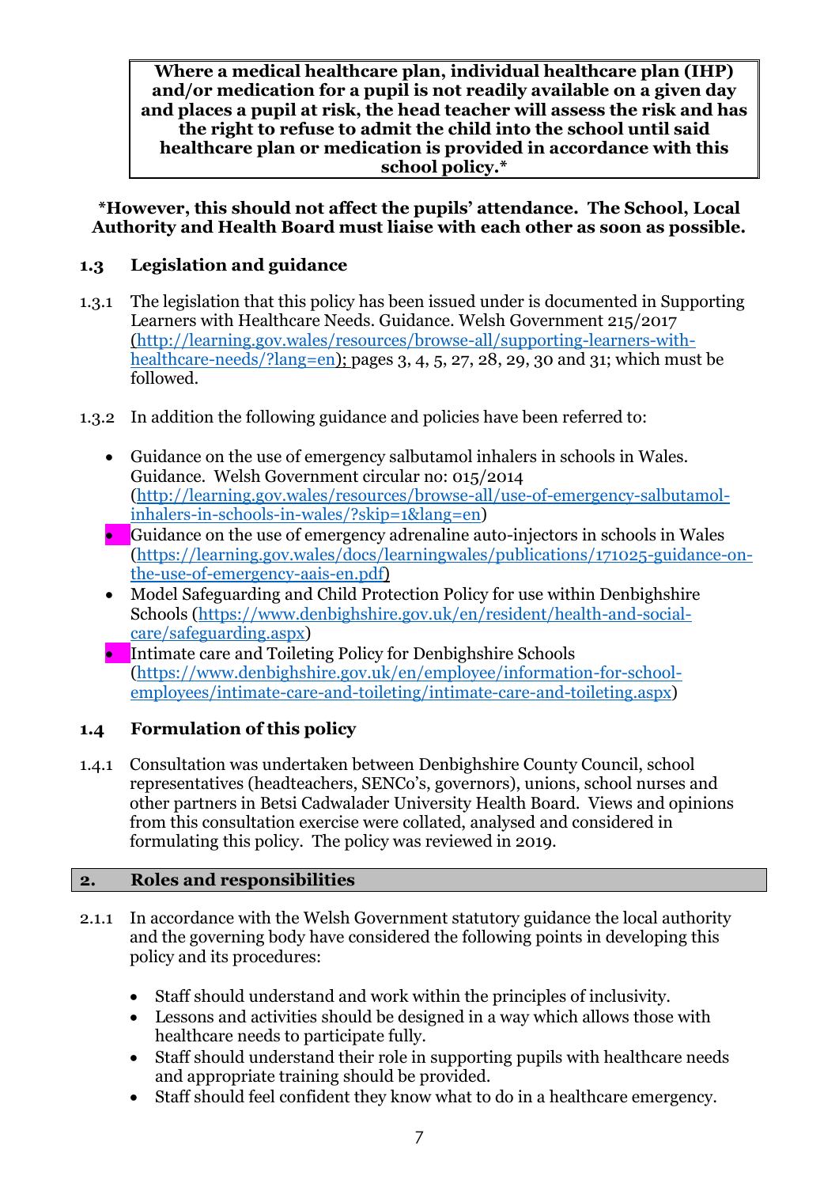**Where a medical healthcare plan, individual healthcare plan (IHP) and/or medication for a pupil is not readily available on a given day and places a pupil at risk, the head teacher will assess the risk and has the right to refuse to admit the child into the school until said healthcare plan or medication is provided in accordance with this school policy.***

***However, this should not affect the pupils' attendance. The School, Local Authority and Health Board must liaise with each other as soon as possible.**

### 1.3 Legislation and guidance

1.3.1 The legislation that this policy has been issued under is documented in Supporting Learners with Healthcare Needs. Guidance. Welsh Government 215/2017 (http://learning.gov.wales/resources/browse-all/supporting-learners-with-healthcare-needs/?lang=en); pages 3, 4, 5, 27, 28, 29, 30 and 31; which must be followed.

1.3.2 In addition the following guidance and policies have been referred to:

- Guidance on the use of emergency salbutamol inhalers in schools in Wales. Guidance. Welsh Government circular no: 015/2014 (http://learning.gov.wales/resources/browse-all/use-of-emergency-salbutamol-inhalers-in-schools-in-wales/?skip=1&lang=en)
- Guidance on the use of emergency adrenaline auto-injectors in schools in Wales (https://learning.gov.wales/docs/learningwales/publications/171025-guidance-on-the-use-of-emergency-aais-en.pdf)
- Model Safeguarding and Child Protection Policy for use within Denbighshire Schools (https://www.denbighshire.gov.uk/en/resident/health-and-social-care/safeguarding.aspx)
- Intimate care and Toileting Policy for Denbighshire Schools (https://www.denbighshire.gov.uk/en/employee/information-for-school-employees/intimate-care-and-toileting/intimate-care-and-toileting.aspx)

### 1.4 Formulation of this policy

1.4.1 Consultation was undertaken between Denbighshire County Council, school representatives (headteachers, SENCo's, governors), unions, school nurses and other partners in Betsi Cadwalader University Health Board. Views and opinions from this consultation exercise were collated, analysed and considered in formulating this policy. The policy was reviewed in 2019.

## 2. Roles and responsibilities

2.1.1 In accordance with the Welsh Government statutory guidance the local authority and the governing body have considered the following points in developing this policy and its procedures:

- Staff should understand and work within the principles of inclusivity.
- Lessons and activities should be designed in a way which allows those with healthcare needs to participate fully.
- Staff should understand their role in supporting pupils with healthcare needs and appropriate training should be provided.
- Staff should feel confident they know what to do in a healthcare emergency.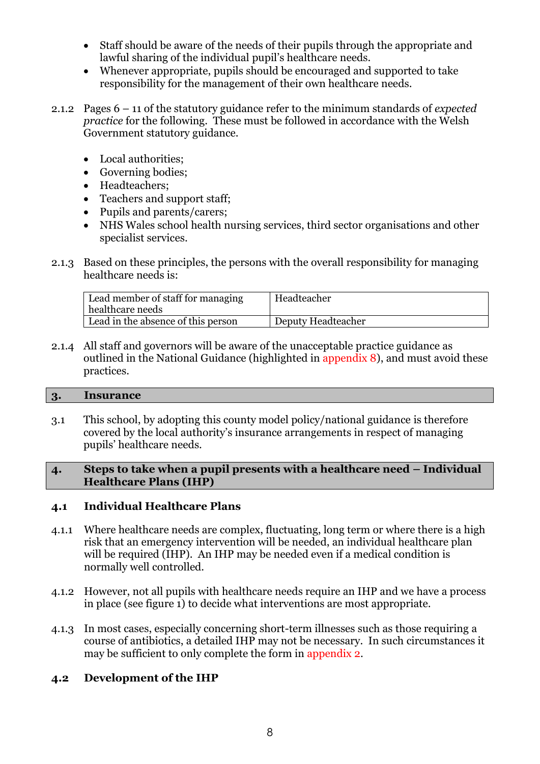- Staff should be aware of the needs of their pupils through the appropriate and lawful sharing of the individual pupil's healthcare needs.
- Whenever appropriate, pupils should be encouraged and supported to take responsibility for the management of their own healthcare needs.

2.1.2 Pages 6 – 11 of the statutory guidance refer to the minimum standards of *expected practice* for the following. These must be followed in accordance with the Welsh Government statutory guidance.

- Local authorities;
- Governing bodies;
- Headteachers;
- Teachers and support staff;
- Pupils and parents/carers;
- NHS Wales school health nursing services, third sector organisations and other specialist services.

2.1.3 Based on these principles, the persons with the overall responsibility for managing healthcare needs is:

| Lead member of staff for managing healthcare needs | Headteacher |
|---|---|
| Lead in the absence of this person | Deputy Headteacher |

2.1.4 All staff and governors will be aware of the unacceptable practice guidance as outlined in the National Guidance (highlighted in appendix 8), and must avoid these practices.

## 3. Insurance

3.1 This school, by adopting this county model policy/national guidance is therefore covered by the local authority's insurance arrangements in respect of managing pupils' healthcare needs.

## 4. Steps to take when a pupil presents with a healthcare need – Individual Healthcare Plans (IHP)

### 4.1 Individual Healthcare Plans

4.1.1 Where healthcare needs are complex, fluctuating, long term or where there is a high risk that an emergency intervention will be needed, an individual healthcare plan will be required (IHP). An IHP may be needed even if a medical condition is normally well controlled.

4.1.2 However, not all pupils with healthcare needs require an IHP and we have a process in place (see figure 1) to decide what interventions are most appropriate.

4.1.3 In most cases, especially concerning short-term illnesses such as those requiring a course of antibiotics, a detailed IHP may not be necessary. In such circumstances it may be sufficient to only complete the form in appendix 2.

### 4.2 Development of the IHP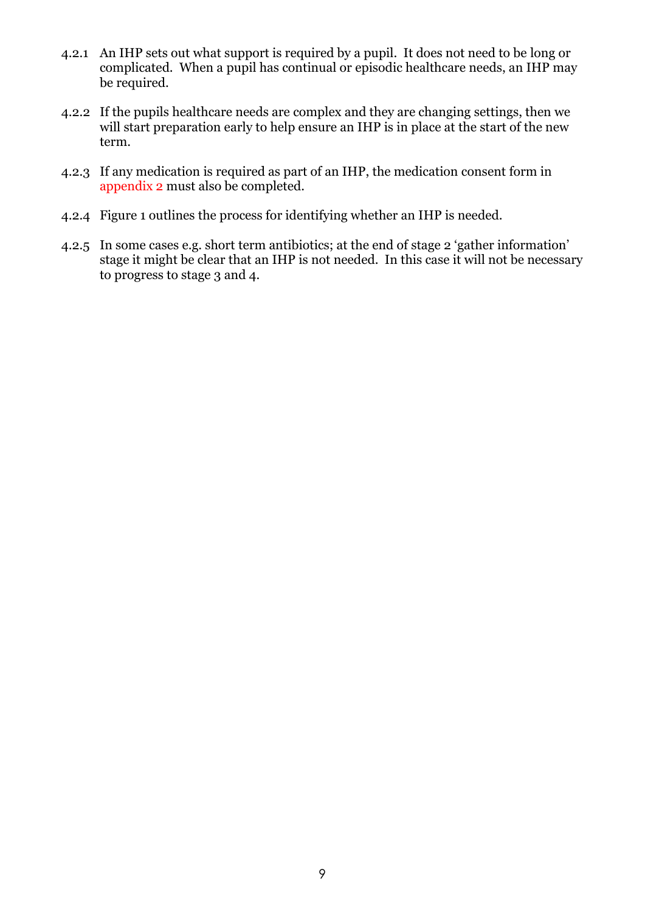4.2.1 An IHP sets out what support is required by a pupil. It does not need to be long or complicated. When a pupil has continual or episodic healthcare needs, an IHP may be required.

4.2.2 If the pupils healthcare needs are complex and they are changing settings, then we will start preparation early to help ensure an IHP is in place at the start of the new term.

4.2.3 If any medication is required as part of an IHP, the medication consent form in appendix 2 must also be completed.

4.2.4 Figure 1 outlines the process for identifying whether an IHP is needed.

4.2.5 In some cases e.g. short term antibiotics; at the end of stage 2 'gather information' stage it might be clear that an IHP is not needed. In this case it will not be necessary to progress to stage 3 and 4.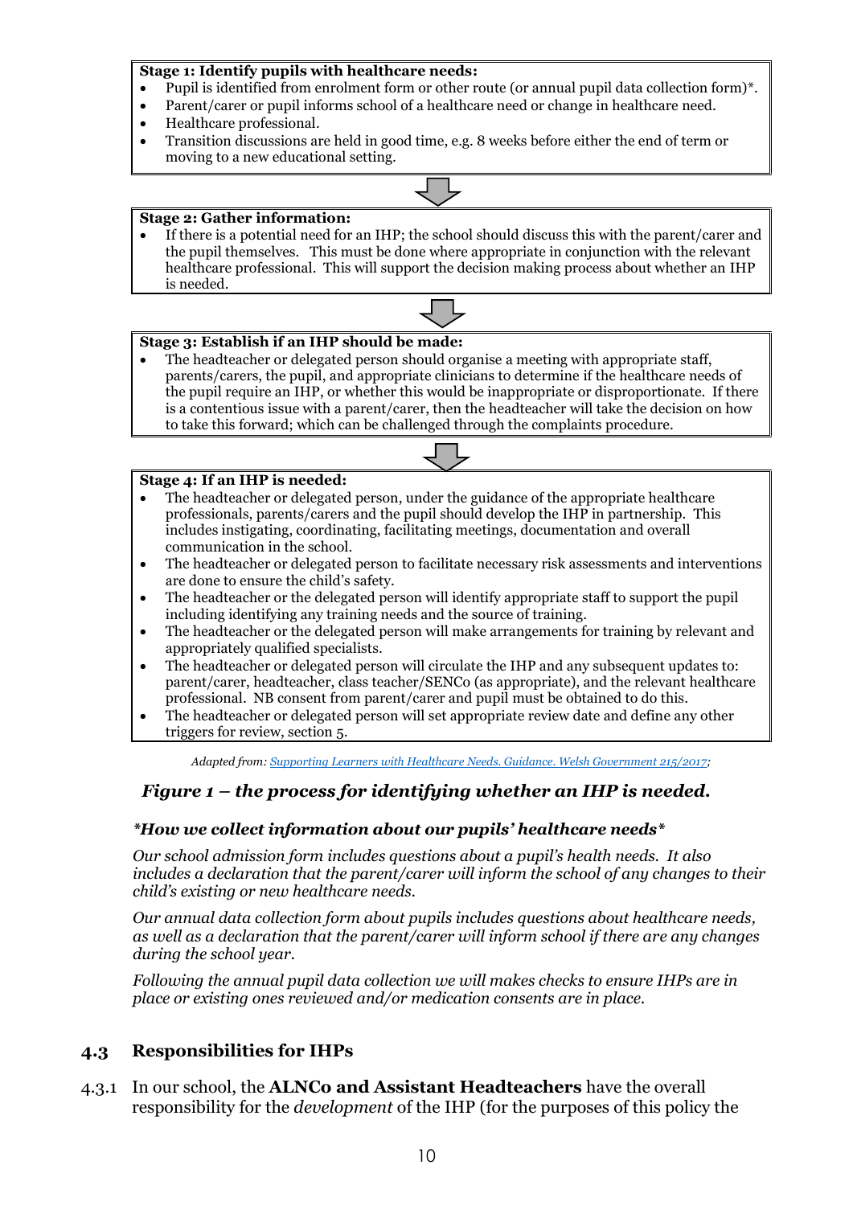**Stage 1: Identify pupils with healthcare needs:**

- Pupil is identified from enrolment form or other route (or annual pupil data collection form)*.
- Parent/carer or pupil informs school of a healthcare need or change in healthcare need.
- Healthcare professional.
- Transition discussions are held in good time, e.g. 8 weeks before either the end of term or moving to a new educational setting.

**Stage 2: Gather information:**

- If there is a potential need for an IHP; the school should discuss this with the parent/carer and the pupil themselves. This must be done where appropriate in conjunction with the relevant healthcare professional. This will support the decision making process about whether an IHP is needed.

**Stage 3: Establish if an IHP should be made:**

- The headteacher or delegated person should organise a meeting with appropriate staff, parents/carers, the pupil, and appropriate clinicians to determine if the healthcare needs of the pupil require an IHP, or whether this would be inappropriate or disproportionate. If there is a contentious issue with a parent/carer, then the headteacher will take the decision on how to take this forward; which can be challenged through the complaints procedure.

**Stage 4: If an IHP is needed:**

- The headteacher or delegated person, under the guidance of the appropriate healthcare professionals, parents/carers and the pupil should develop the IHP in partnership. This includes instigating, coordinating, facilitating meetings, documentation and overall communication in the school.
- The headteacher or delegated person to facilitate necessary risk assessments and interventions are done to ensure the child's safety.
- The headteacher or the delegated person will identify appropriate staff to support the pupil including identifying any training needs and the source of training.
- The headteacher or the delegated person will make arrangements for training by relevant and appropriately qualified specialists.
- The headteacher or delegated person will circulate the IHP and any subsequent updates to: parent/carer, headteacher, class teacher/SENCo (as appropriate), and the relevant healthcare professional. NB consent from parent/carer and pupil must be obtained to do this.
- The headteacher or delegated person will set appropriate review date and define any other triggers for review, section 5.

*Adapted from: Supporting Learners with Healthcare Needs. Guidance. Welsh Government 215/2017;*

***Figure 1 – the process for identifying whether an IHP is needed.***

***\*How we collect information about our pupils' healthcare needs\****

*Our school admission form includes questions about a pupil's health needs. It also includes a declaration that the parent/carer will inform the school of any changes to their child's existing or new healthcare needs.*

*Our annual data collection form about pupils includes questions about healthcare needs, as well as a declaration that the parent/carer will inform school if there are any changes during the school year.*

*Following the annual pupil data collection we will makes checks to ensure IHPs are in place or existing ones reviewed and/or medication consents are in place.*

## 4.3 Responsibilities for IHPs

4.3.1 In our school, the **ALNCo and Assistant Headteachers** have the overall responsibility for the *development* of the IHP (for the purposes of this policy the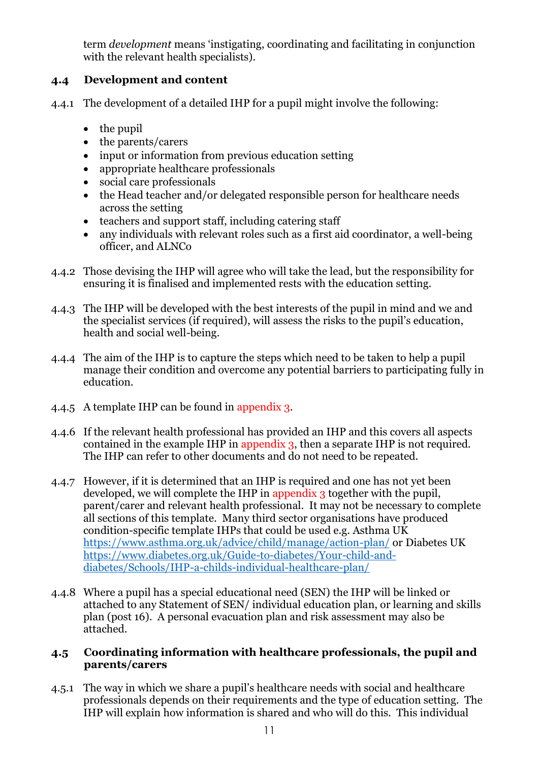term *development* means 'instigating, coordinating and facilitating in conjunction with the relevant health specialists).

### 4.4 Development and content

4.4.1 The development of a detailed IHP for a pupil might involve the following:

- the pupil
- the parents/carers
- input or information from previous education setting
- appropriate healthcare professionals
- social care professionals
- the Head teacher and/or delegated responsible person for healthcare needs across the setting
- teachers and support staff, including catering staff
- any individuals with relevant roles such as a first aid coordinator, a well-being officer, and ALNCo

4.4.2 Those devising the IHP will agree who will take the lead, but the responsibility for ensuring it is finalised and implemented rests with the education setting.

4.4.3 The IHP will be developed with the best interests of the pupil in mind and we and the specialist services (if required), will assess the risks to the pupil's education, health and social well-being.

4.4.4 The aim of the IHP is to capture the steps which need to be taken to help a pupil manage their condition and overcome any potential barriers to participating fully in education.

4.4.5 A template IHP can be found in appendix 3.

4.4.6 If the relevant health professional has provided an IHP and this covers all aspects contained in the example IHP in appendix 3, then a separate IHP is not required. The IHP can refer to other documents and do not need to be repeated.

4.4.7 However, if it is determined that an IHP is required and one has not yet been developed, we will complete the IHP in appendix 3 together with the pupil, parent/carer and relevant health professional. It may not be necessary to complete all sections of this template. Many third sector organisations have produced condition-specific template IHPs that could be used e.g. Asthma UK https://www.asthma.org.uk/advice/child/manage/action-plan/ or Diabetes UK https://www.diabetes.org.uk/Guide-to-diabetes/Your-child-and-diabetes/Schools/IHP-a-childs-individual-healthcare-plan/

4.4.8 Where a pupil has a special educational need (SEN) the IHP will be linked or attached to any Statement of SEN/ individual education plan, or learning and skills plan (post 16). A personal evacuation plan and risk assessment may also be attached.

### 4.5 Coordinating information with healthcare professionals, the pupil and parents/carers

4.5.1 The way in which we share a pupil's healthcare needs with social and healthcare professionals depends on their requirements and the type of education setting. The IHP will explain how information is shared and who will do this. This individual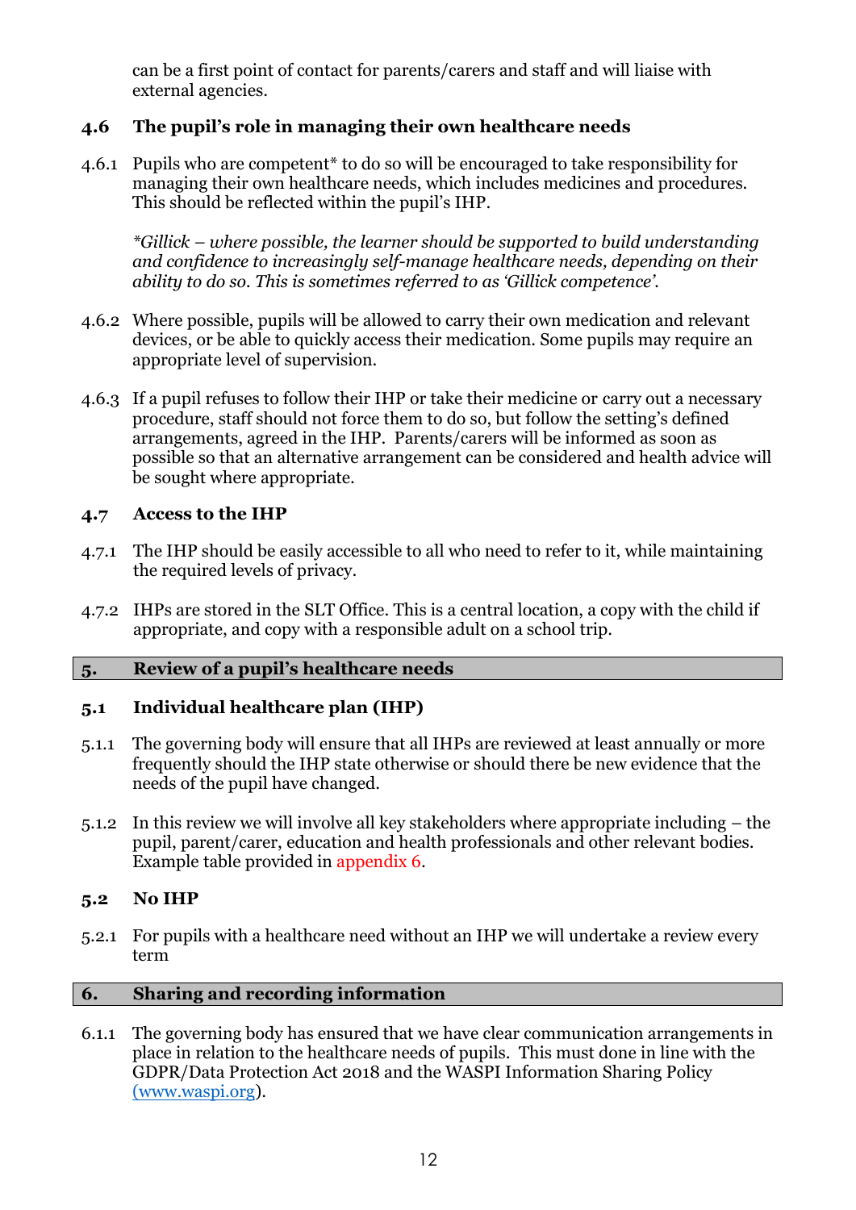can be a first point of contact for parents/carers and staff and will liaise with external agencies.

### 4.6 The pupil's role in managing their own healthcare needs

4.6.1 Pupils who are competent* to do so will be encouraged to take responsibility for managing their own healthcare needs, which includes medicines and procedures. This should be reflected within the pupil's IHP.

*\*Gillick – where possible, the learner should be supported to build understanding and confidence to increasingly self-manage healthcare needs, depending on their ability to do so. This is sometimes referred to as 'Gillick competence'.*

4.6.2 Where possible, pupils will be allowed to carry their own medication and relevant devices, or be able to quickly access their medication. Some pupils may require an appropriate level of supervision.

4.6.3 If a pupil refuses to follow their IHP or take their medicine or carry out a necessary procedure, staff should not force them to do so, but follow the setting's defined arrangements, agreed in the IHP. Parents/carers will be informed as soon as possible so that an alternative arrangement can be considered and health advice will be sought where appropriate.

### 4.7 Access to the IHP

4.7.1 The IHP should be easily accessible to all who need to refer to it, while maintaining the required levels of privacy.

4.7.2 IHPs are stored in the SLT Office. This is a central location, a copy with the child if appropriate, and copy with a responsible adult on a school trip.

## 5. Review of a pupil's healthcare needs

### 5.1 Individual healthcare plan (IHP)

5.1.1 The governing body will ensure that all IHPs are reviewed at least annually or more frequently should the IHP state otherwise or should there be new evidence that the needs of the pupil have changed.

5.1.2 In this review we will involve all key stakeholders where appropriate including – the pupil, parent/carer, education and health professionals and other relevant bodies. Example table provided in appendix 6.

### 5.2 No IHP

5.2.1 For pupils with a healthcare need without an IHP we will undertake a review every term

## 6. Sharing and recording information

6.1.1 The governing body has ensured that we have clear communication arrangements in place in relation to the healthcare needs of pupils. This must done in line with the GDPR/Data Protection Act 2018 and the WASPI Information Sharing Policy (www.waspi.org).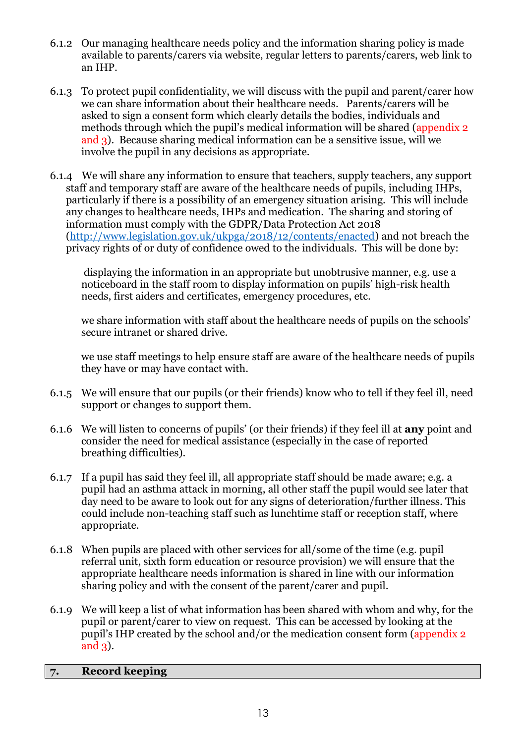6.1.2 Our managing healthcare needs policy and the information sharing policy is made available to parents/carers via website, regular letters to parents/carers, web link to an IHP.

6.1.3 To protect pupil confidentiality, we will discuss with the pupil and parent/carer how we can share information about their healthcare needs. Parents/carers will be asked to sign a consent form which clearly details the bodies, individuals and methods through which the pupil's medical information will be shared (appendix 2 and 3). Because sharing medical information can be a sensitive issue, will we involve the pupil in any decisions as appropriate.

6.1.4 We will share any information to ensure that teachers, supply teachers, any support staff and temporary staff are aware of the healthcare needs of pupils, including IHPs, particularly if there is a possibility of an emergency situation arising. This will include any changes to healthcare needs, IHPs and medication. The sharing and storing of information must comply with the GDPR/Data Protection Act 2018 (http://www.legislation.gov.uk/ukpga/2018/12/contents/enacted) and not breach the privacy rights of or duty of confidence owed to the individuals. This will be done by:

displaying the information in an appropriate but unobtrusive manner, e.g. use a noticeboard in the staff room to display information on pupils' high-risk health needs, first aiders and certificates, emergency procedures, etc.

we share information with staff about the healthcare needs of pupils on the schools' secure intranet or shared drive.

we use staff meetings to help ensure staff are aware of the healthcare needs of pupils they have or may have contact with.

6.1.5 We will ensure that our pupils (or their friends) know who to tell if they feel ill, need support or changes to support them.

6.1.6 We will listen to concerns of pupils' (or their friends) if they feel ill at **any** point and consider the need for medical assistance (especially in the case of reported breathing difficulties).

6.1.7 If a pupil has said they feel ill, all appropriate staff should be made aware; e.g. a pupil had an asthma attack in morning, all other staff the pupil would see later that day need to be aware to look out for any signs of deterioration/further illness. This could include non-teaching staff such as lunchtime staff or reception staff, where appropriate.

6.1.8 When pupils are placed with other services for all/some of the time (e.g. pupil referral unit, sixth form education or resource provision) we will ensure that the appropriate healthcare needs information is shared in line with our information sharing policy and with the consent of the parent/carer and pupil.

6.1.9 We will keep a list of what information has been shared with whom and why, for the pupil or parent/carer to view on request. This can be accessed by looking at the pupil's IHP created by the school and/or the medication consent form (appendix 2 and 3).

## 7. Record keeping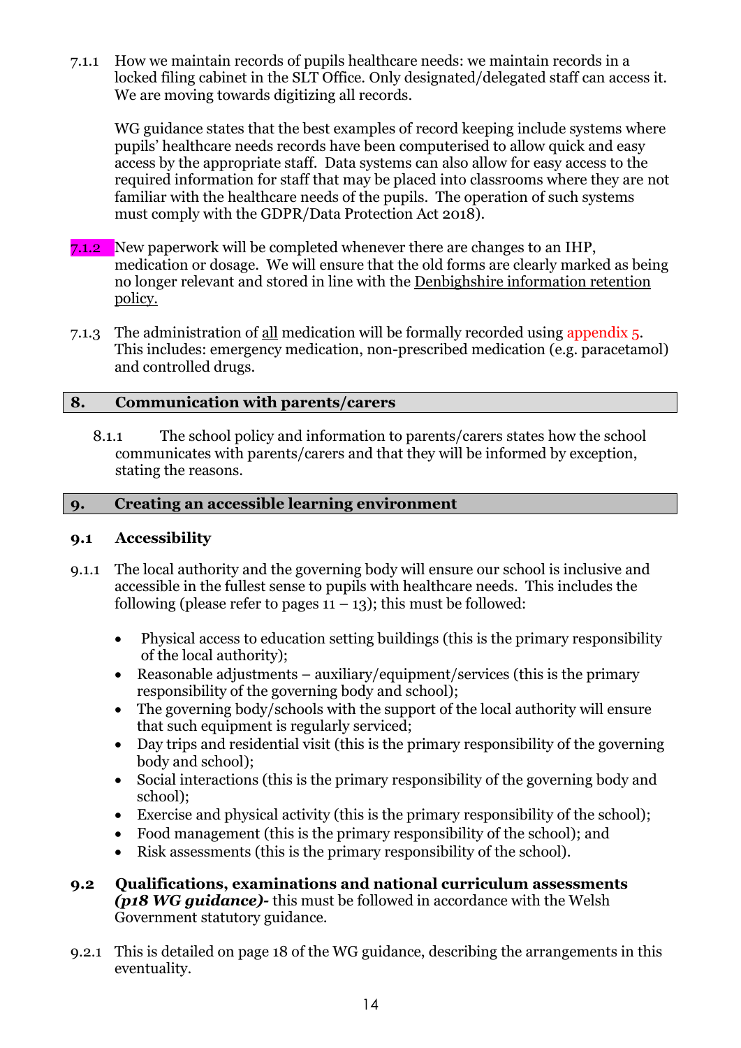7.1.1 How we maintain records of pupils healthcare needs: we maintain records in a locked filing cabinet in the SLT Office. Only designated/delegated staff can access it. We are moving towards digitizing all records.

WG guidance states that the best examples of record keeping include systems where pupils' healthcare needs records have been computerised to allow quick and easy access by the appropriate staff. Data systems can also allow for easy access to the required information for staff that may be placed into classrooms where they are not familiar with the healthcare needs of the pupils. The operation of such systems must comply with the GDPR/Data Protection Act 2018).

7.1.2 New paperwork will be completed whenever there are changes to an IHP, medication or dosage. We will ensure that the old forms are clearly marked as being no longer relevant and stored in line with the Denbighshire information retention policy.

7.1.3 The administration of all medication will be formally recorded using appendix 5. This includes: emergency medication, non-prescribed medication (e.g. paracetamol) and controlled drugs.

## 8. Communication with parents/carers

8.1.1 The school policy and information to parents/carers states how the school communicates with parents/carers and that they will be informed by exception, stating the reasons.

## 9. Creating an accessible learning environment

### 9.1 Accessibility

9.1.1 The local authority and the governing body will ensure our school is inclusive and accessible in the fullest sense to pupils with healthcare needs. This includes the following (please refer to pages 11 – 13); this must be followed:

- Physical access to education setting buildings (this is the primary responsibility of the local authority);
- Reasonable adjustments – auxiliary/equipment/services (this is the primary responsibility of the governing body and school);
- The governing body/schools with the support of the local authority will ensure that such equipment is regularly serviced;
- Day trips and residential visit (this is the primary responsibility of the governing body and school);
- Social interactions (this is the primary responsibility of the governing body and school);
- Exercise and physical activity (this is the primary responsibility of the school);
- Food management (this is the primary responsibility of the school); and
- Risk assessments (this is the primary responsibility of the school).

### 9.2 Qualifications, examinations and national curriculum assessments *(p18 WG guidance)*- this must be followed in accordance with the Welsh Government statutory guidance.

9.2.1 This is detailed on page 18 of the WG guidance, describing the arrangements in this eventuality.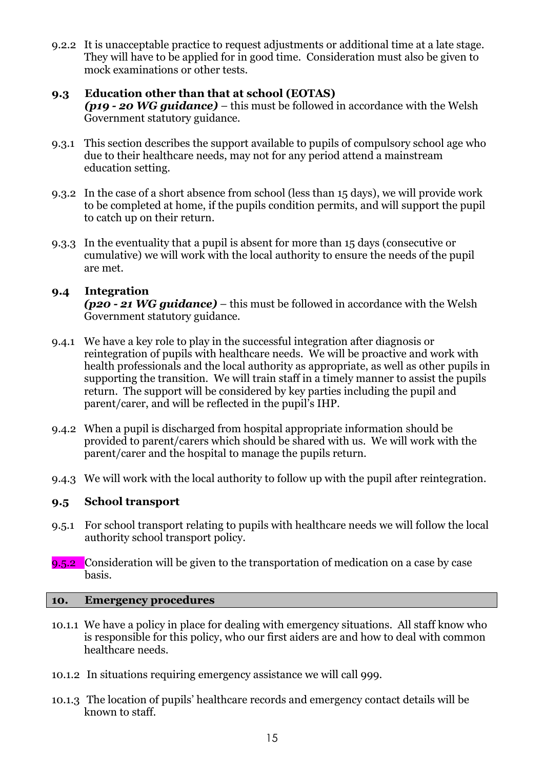9.2.2 It is unacceptable practice to request adjustments or additional time at a late stage. They will have to be applied for in good time. Consideration must also be given to mock examinations or other tests.

### 9.3 Education other than that at school (EOTAS)

***(p19 - 20 WG guidance)*** – this must be followed in accordance with the Welsh Government statutory guidance.

9.3.1 This section describes the support available to pupils of compulsory school age who due to their healthcare needs, may not for any period attend a mainstream education setting.

9.3.2 In the case of a short absence from school (less than 15 days), we will provide work to be completed at home, if the pupils condition permits, and will support the pupil to catch up on their return.

9.3.3 In the eventuality that a pupil is absent for more than 15 days (consecutive or cumulative) we will work with the local authority to ensure the needs of the pupil are met.

### 9.4 Integration

***(p20 - 21 WG guidance)*** – this must be followed in accordance with the Welsh Government statutory guidance.

9.4.1 We have a key role to play in the successful integration after diagnosis or reintegration of pupils with healthcare needs. We will be proactive and work with health professionals and the local authority as appropriate, as well as other pupils in supporting the transition. We will train staff in a timely manner to assist the pupils return. The support will be considered by key parties including the pupil and parent/carer, and will be reflected in the pupil's IHP.

9.4.2 When a pupil is discharged from hospital appropriate information should be provided to parent/carers which should be shared with us. We will work with the parent/carer and the hospital to manage the pupils return.

9.4.3 We will work with the local authority to follow up with the pupil after reintegration.

### 9.5 School transport

9.5.1 For school transport relating to pupils with healthcare needs we will follow the local authority school transport policy.

9.5.2 Consideration will be given to the transportation of medication on a case by case basis.

## 10. Emergency procedures

10.1.1 We have a policy in place for dealing with emergency situations. All staff know who is responsible for this policy, who our first aiders are and how to deal with common healthcare needs.

10.1.2 In situations requiring emergency assistance we will call 999.

10.1.3 The location of pupils' healthcare records and emergency contact details will be known to staff.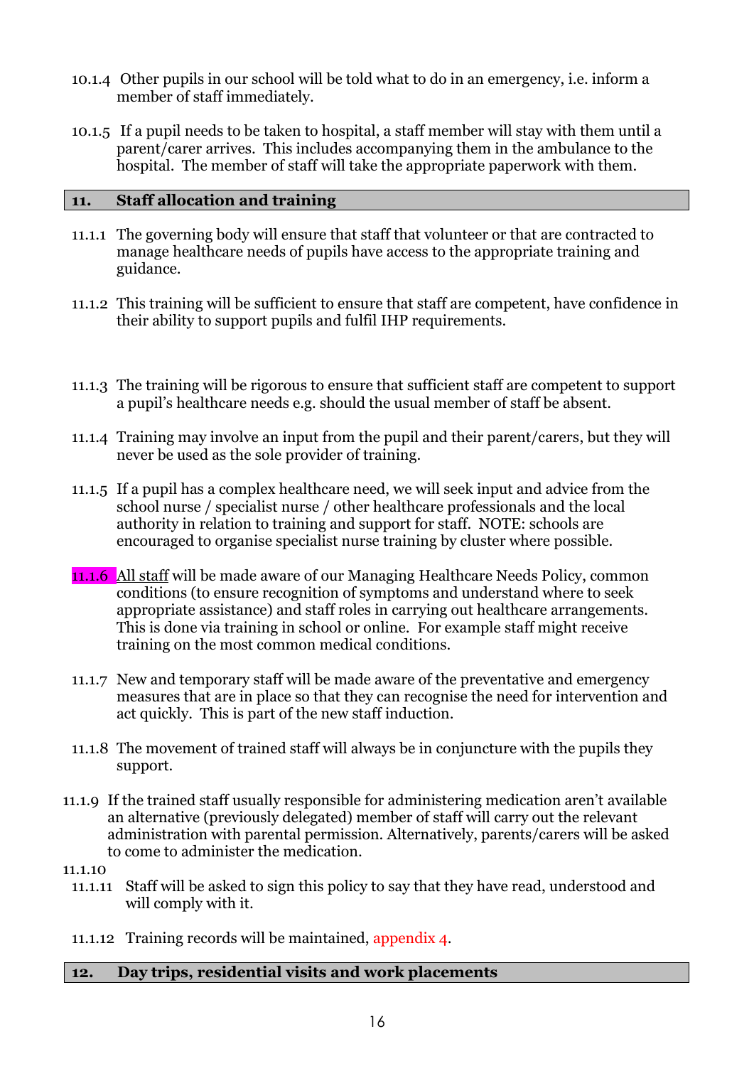10.1.4 Other pupils in our school will be told what to do in an emergency, i.e. inform a member of staff immediately.

10.1.5 If a pupil needs to be taken to hospital, a staff member will stay with them until a parent/carer arrives. This includes accompanying them in the ambulance to the hospital. The member of staff will take the appropriate paperwork with them.

## 11. Staff allocation and training

11.1.1 The governing body will ensure that staff that volunteer or that are contracted to manage healthcare needs of pupils have access to the appropriate training and guidance.

11.1.2 This training will be sufficient to ensure that staff are competent, have confidence in their ability to support pupils and fulfil IHP requirements.

11.1.3 The training will be rigorous to ensure that sufficient staff are competent to support a pupil's healthcare needs e.g. should the usual member of staff be absent.

11.1.4 Training may involve an input from the pupil and their parent/carers, but they will never be used as the sole provider of training.

11.1.5 If a pupil has a complex healthcare need, we will seek input and advice from the school nurse / specialist nurse / other healthcare professionals and the local authority in relation to training and support for staff. NOTE: schools are encouraged to organise specialist nurse training by cluster where possible.

11.1.6 All staff will be made aware of our Managing Healthcare Needs Policy, common conditions (to ensure recognition of symptoms and understand where to seek appropriate assistance) and staff roles in carrying out healthcare arrangements. This is done via training in school or online. For example staff might receive training on the most common medical conditions.

11.1.7 New and temporary staff will be made aware of the preventative and emergency measures that are in place so that they can recognise the need for intervention and act quickly. This is part of the new staff induction.

11.1.8 The movement of trained staff will always be in conjuncture with the pupils they support.

11.1.9 If the trained staff usually responsible for administering medication aren't available an alternative (previously delegated) member of staff will carry out the relevant administration with parental permission. Alternatively, parents/carers will be asked to come to administer the medication.

11.1.10

11.1.11 Staff will be asked to sign this policy to say that they have read, understood and will comply with it.

11.1.12 Training records will be maintained, appendix 4.

## 12. Day trips, residential visits and work placements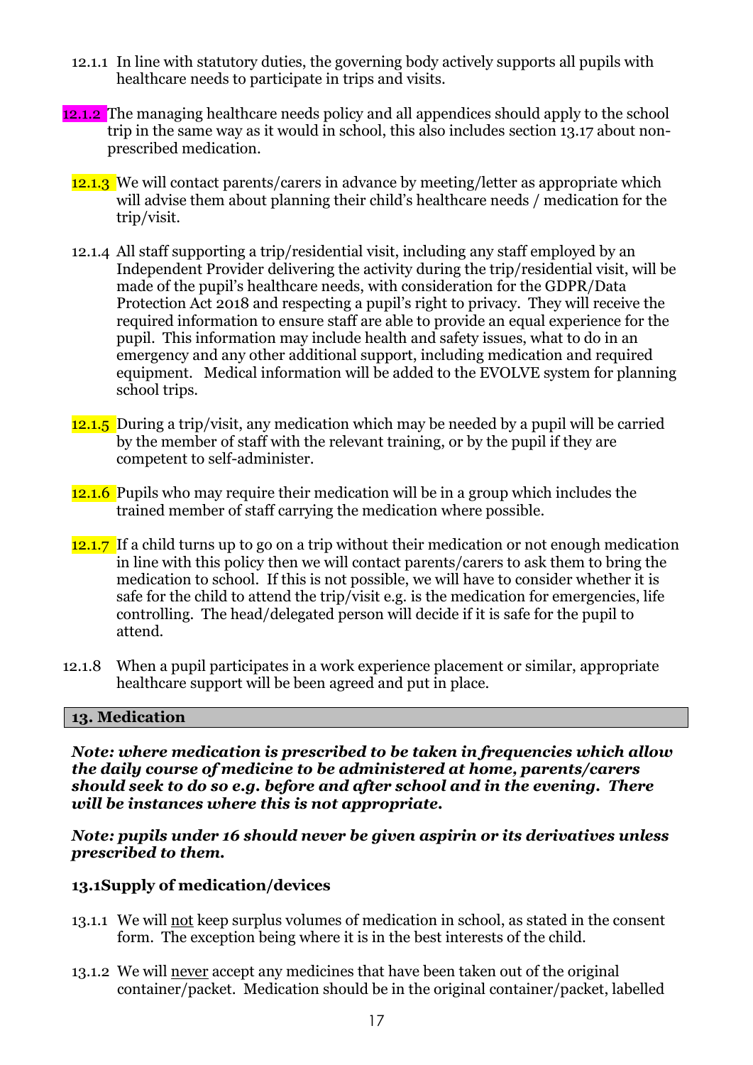12.1.1 In line with statutory duties, the governing body actively supports all pupils with healthcare needs to participate in trips and visits.

12.1.2 The managing healthcare needs policy and all appendices should apply to the school trip in the same way as it would in school, this also includes section 13.17 about non-prescribed medication.

12.1.3 We will contact parents/carers in advance by meeting/letter as appropriate which will advise them about planning their child's healthcare needs / medication for the trip/visit.

12.1.4 All staff supporting a trip/residential visit, including any staff employed by an Independent Provider delivering the activity during the trip/residential visit, will be made of the pupil's healthcare needs, with consideration for the GDPR/Data Protection Act 2018 and respecting a pupil's right to privacy. They will receive the required information to ensure staff are able to provide an equal experience for the pupil. This information may include health and safety issues, what to do in an emergency and any other additional support, including medication and required equipment. Medical information will be added to the EVOLVE system for planning school trips.

12.1.5 During a trip/visit, any medication which may be needed by a pupil will be carried by the member of staff with the relevant training, or by the pupil if they are competent to self-administer.

12.1.6 Pupils who may require their medication will be in a group which includes the trained member of staff carrying the medication where possible.

12.1.7 If a child turns up to go on a trip without their medication or not enough medication in line with this policy then we will contact parents/carers to ask them to bring the medication to school. If this is not possible, we will have to consider whether it is safe for the child to attend the trip/visit e.g. is the medication for emergencies, life controlling. The head/delegated person will decide if it is safe for the pupil to attend.

12.1.8 When a pupil participates in a work experience placement or similar, appropriate healthcare support will be been agreed and put in place.

## 13. Medication

***Note: where medication is prescribed to be taken in frequencies which allow the daily course of medicine to be administered at home, parents/carers should seek to do so e.g. before and after school and in the evening. There will be instances where this is not appropriate.***

***Note: pupils under 16 should never be given aspirin or its derivatives unless prescribed to them.***

### 13.1Supply of medication/devices

13.1.1 We will not keep surplus volumes of medication in school, as stated in the consent form. The exception being where it is in the best interests of the child.

13.1.2 We will never accept any medicines that have been taken out of the original container/packet. Medication should be in the original container/packet, labelled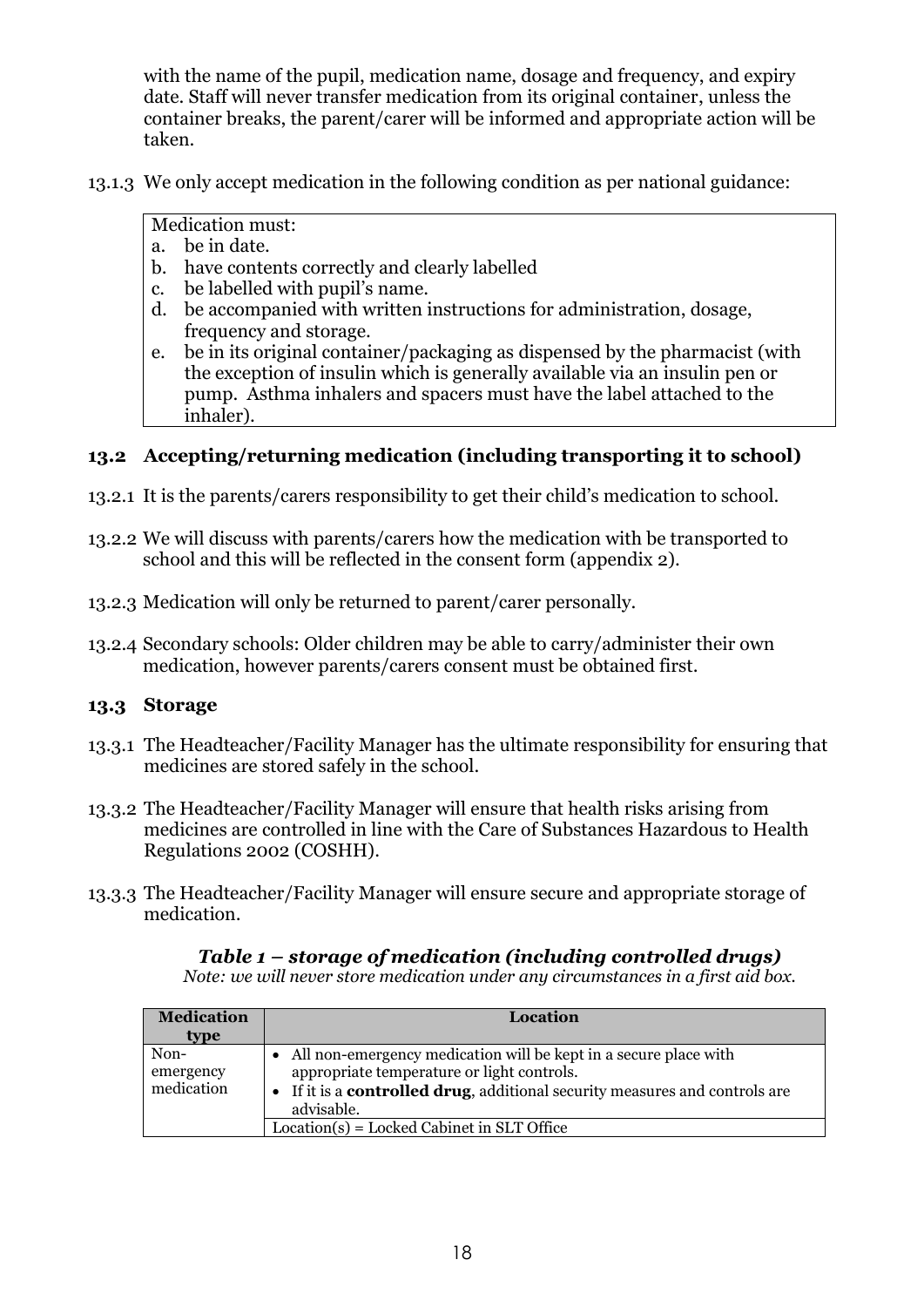with the name of the pupil, medication name, dosage and frequency, and expiry date. Staff will never transfer medication from its original container, unless the container breaks, the parent/carer will be informed and appropriate action will be taken.

13.1.3 We only accept medication in the following condition as per national guidance:

| Medication must: |
|---|
| a. be in date. |
| b. have contents correctly and clearly labelled |
| c. be labelled with pupil's name. |
| d. be accompanied with written instructions for administration, dosage, frequency and storage. |
| e. be in its original container/packaging as dispensed by the pharmacist (with the exception of insulin which is generally available via an insulin pen or pump. Asthma inhalers and spacers must have the label attached to the inhaler). |

### 13.2 Accepting/returning medication (including transporting it to school)

13.2.1 It is the parents/carers responsibility to get their child's medication to school.

13.2.2 We will discuss with parents/carers how the medication with be transported to school and this will be reflected in the consent form (appendix 2).

13.2.3 Medication will only be returned to parent/carer personally.

13.2.4 Secondary schools: Older children may be able to carry/administer their own medication, however parents/carers consent must be obtained first.

### 13.3 Storage

13.3.1 The Headteacher/Facility Manager has the ultimate responsibility for ensuring that medicines are stored safely in the school.

13.3.2 The Headteacher/Facility Manager will ensure that health risks arising from medicines are controlled in line with the Care of Substances Hazardous to Health Regulations 2002 (COSHH).

13.3.3 The Headteacher/Facility Manager will ensure secure and appropriate storage of medication.

***Table 1 – storage of medication (including controlled drugs)***

*Note: we will never store medication under any circumstances in a first aid box.*

| Medication type | Location |
|---|---|
| Non-emergency medication | • All non-emergency medication will be kept in a secure place with appropriate temperature or light controls.<br>• If it is a **controlled drug**, additional security measures and controls are advisable. |
| | Location(s) = Locked Cabinet in SLT Office |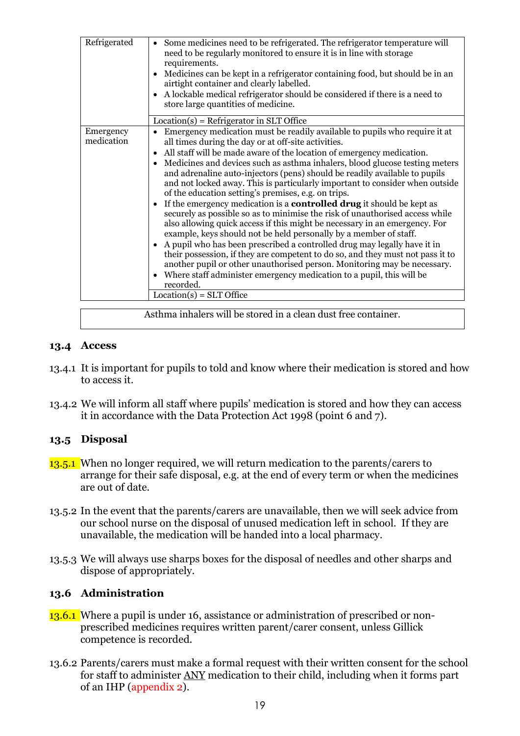| Refrigerated | • Some medicines need to be refrigerated. The refrigerator temperature will need to be regularly monitored to ensure it is in line with storage requirements.<br>• Medicines can be kept in a refrigerator containing food, but should be in an airtight container and clearly labelled.<br>• A lockable medical refrigerator should be considered if there is a need to store large quantities of medicine. |
|---|---|
| | Location(s) = Refrigerator in SLT Office |
| Emergency medication | • Emergency medication must be readily available to pupils who require it at all times during the day or at off-site activities.<br>• All staff will be made aware of the location of emergency medication.<br>• Medicines and devices such as asthma inhalers, blood glucose testing meters and adrenaline auto-injectors (pens) should be readily available to pupils and not locked away. This is particularly important to consider when outside of the education setting's premises, e.g. on trips.<br>• If the emergency medication is a **controlled drug** it should be kept as securely as possible so as to minimise the risk of unauthorised access while also allowing quick access if this might be necessary in an emergency. For example, keys should not be held personally by a member of staff.<br>• A pupil who has been prescribed a controlled drug may legally have it in their possession, if they are competent to do so, and they must not pass it to another pupil or other unauthorised person. Monitoring may be necessary.<br>• Where staff administer emergency medication to a pupil, this will be recorded. |
| | Location(s) = SLT Office |

Asthma inhalers will be stored in a clean dust free container.

### 13.4 Access

13.4.1 It is important for pupils to told and know where their medication is stored and how to access it.

13.4.2 We will inform all staff where pupils' medication is stored and how they can access it in accordance with the Data Protection Act 1998 (point 6 and 7).

### 13.5 Disposal

13.5.1 When no longer required, we will return medication to the parents/carers to arrange for their safe disposal, e.g. at the end of every term or when the medicines are out of date.

13.5.2 In the event that the parents/carers are unavailable, then we will seek advice from our school nurse on the disposal of unused medication left in school. If they are unavailable, the medication will be handed into a local pharmacy.

13.5.3 We will always use sharps boxes for the disposal of needles and other sharps and dispose of appropriately.

### 13.6 Administration

13.6.1 Where a pupil is under 16, assistance or administration of prescribed or non-prescribed medicines requires written parent/carer consent, unless Gillick competence is recorded.

13.6.2 Parents/carers must make a formal request with their written consent for the school for staff to administer ANY medication to their child, including when it forms part of an IHP (appendix 2).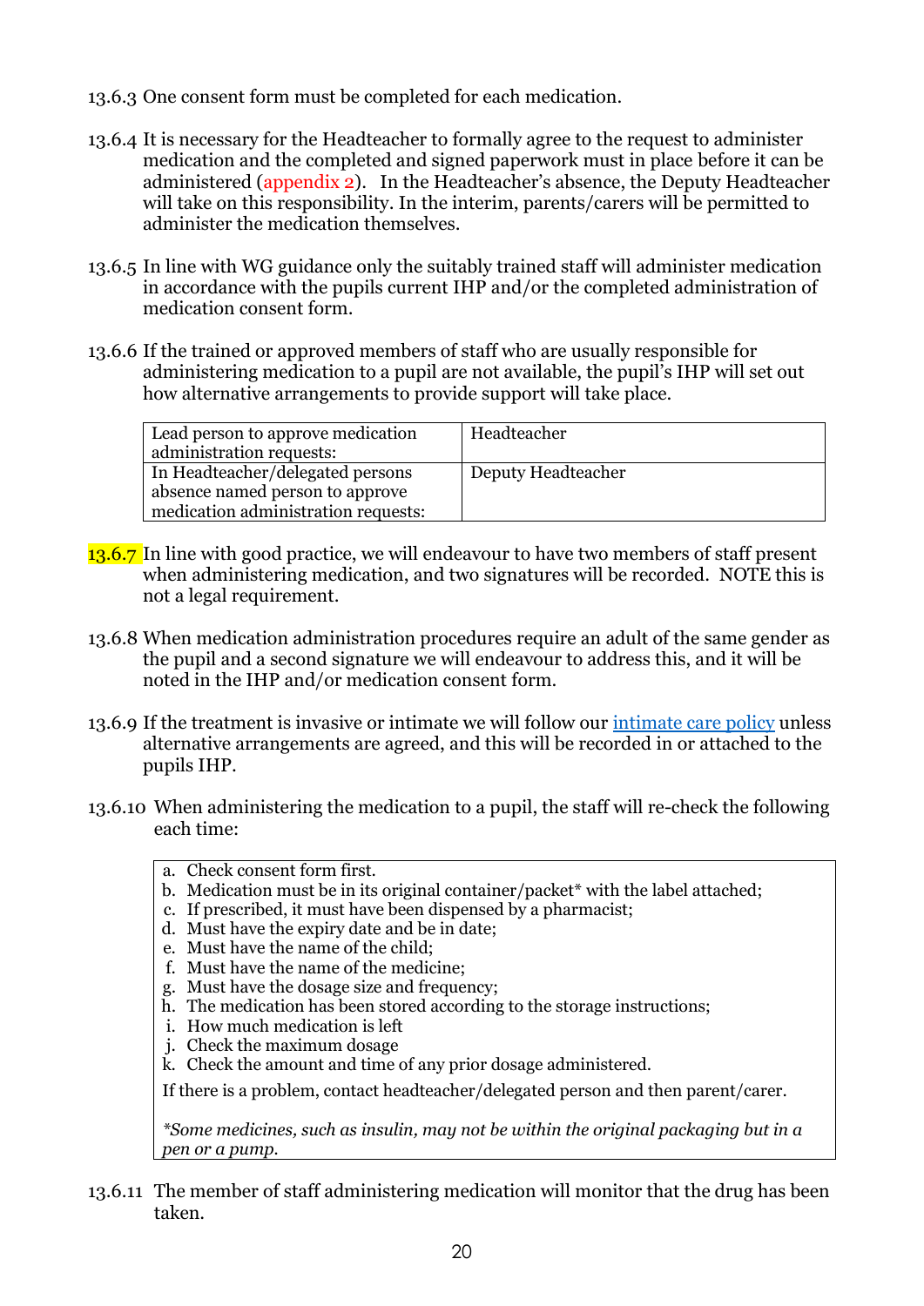13.6.3 One consent form must be completed for each medication.

13.6.4 It is necessary for the Headteacher to formally agree to the request to administer medication and the completed and signed paperwork must in place before it can be administered (appendix 2). In the Headteacher's absence, the Deputy Headteacher will take on this responsibility. In the interim, parents/carers will be permitted to administer the medication themselves.

13.6.5 In line with WG guidance only the suitably trained staff will administer medication in accordance with the pupils current IHP and/or the completed administration of medication consent form.

13.6.6 If the trained or approved members of staff who are usually responsible for administering medication to a pupil are not available, the pupil's IHP will set out how alternative arrangements to provide support will take place.

| Lead person to approve medication administration requests: | Headteacher |
|---|---|
| In Headteacher/delegated persons absence named person to approve medication administration requests: | Deputy Headteacher |

13.6.7 In line with good practice, we will endeavour to have two members of staff present when administering medication, and two signatures will be recorded. NOTE this is not a legal requirement.

13.6.8 When medication administration procedures require an adult of the same gender as the pupil and a second signature we will endeavour to address this, and it will be noted in the IHP and/or medication consent form.

13.6.9 If the treatment is invasive or intimate we will follow our [intimate care policy]() unless alternative arrangements are agreed, and this will be recorded in or attached to the pupils IHP.

13.6.10 When administering the medication to a pupil, the staff will re-check the following each time:

a. Check consent form first.
b. Medication must be in its original container/packet* with the label attached;
c. If prescribed, it must have been dispensed by a pharmacist;
d. Must have the expiry date and be in date;
e. Must have the name of the child;
f. Must have the name of the medicine;
g. Must have the dosage size and frequency;
h. The medication has been stored according to the storage instructions;
i. How much medication is left
j. Check the maximum dosage
k. Check the amount and time of any prior dosage administered.

If there is a problem, contact headteacher/delegated person and then parent/carer.

*\*Some medicines, such as insulin, may not be within the original packaging but in a pen or a pump.*

13.6.11 The member of staff administering medication will monitor that the drug has been taken.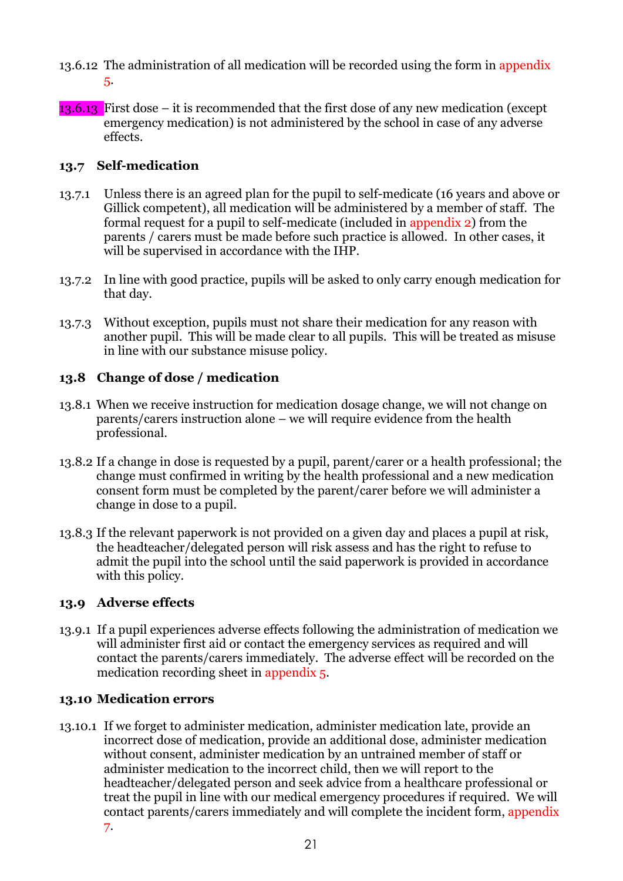13.6.12 The administration of all medication will be recorded using the form in appendix 5.

13.6.13 First dose – it is recommended that the first dose of any new medication (except emergency medication) is not administered by the school in case of any adverse effects.

### 13.7 Self-medication

13.7.1 Unless there is an agreed plan for the pupil to self-medicate (16 years and above or Gillick competent), all medication will be administered by a member of staff. The formal request for a pupil to self-medicate (included in appendix 2) from the parents / carers must be made before such practice is allowed. In other cases, it will be supervised in accordance with the IHP.

13.7.2 In line with good practice, pupils will be asked to only carry enough medication for that day.

13.7.3 Without exception, pupils must not share their medication for any reason with another pupil. This will be made clear to all pupils. This will be treated as misuse in line with our substance misuse policy.

### 13.8 Change of dose / medication

13.8.1 When we receive instruction for medication dosage change, we will not change on parents/carers instruction alone – we will require evidence from the health professional.

13.8.2 If a change in dose is requested by a pupil, parent/carer or a health professional; the change must confirmed in writing by the health professional and a new medication consent form must be completed by the parent/carer before we will administer a change in dose to a pupil.

13.8.3 If the relevant paperwork is not provided on a given day and places a pupil at risk, the headteacher/delegated person will risk assess and has the right to refuse to admit the pupil into the school until the said paperwork is provided in accordance with this policy.

### 13.9 Adverse effects

13.9.1 If a pupil experiences adverse effects following the administration of medication we will administer first aid or contact the emergency services as required and will contact the parents/carers immediately. The adverse effect will be recorded on the medication recording sheet in appendix 5.

### 13.10 Medication errors

13.10.1 If we forget to administer medication, administer medication late, provide an incorrect dose of medication, provide an additional dose, administer medication without consent, administer medication by an untrained member of staff or administer medication to the incorrect child, then we will report to the headteacher/delegated person and seek advice from a healthcare professional or treat the pupil in line with our medical emergency procedures if required. We will contact parents/carers immediately and will complete the incident form, appendix 7.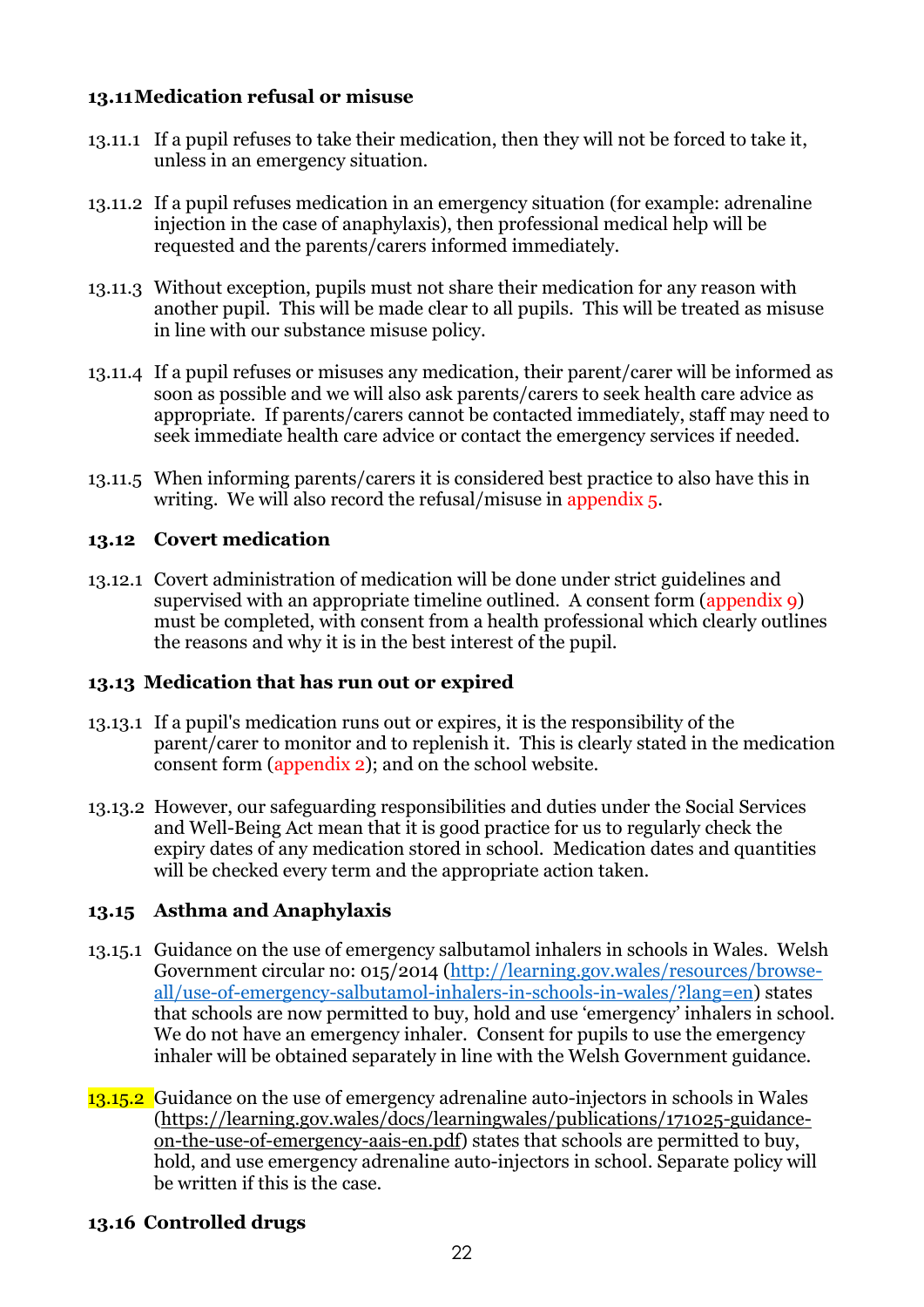### 13.11 Medication refusal or misuse

13.11.1 If a pupil refuses to take their medication, then they will not be forced to take it, unless in an emergency situation.

13.11.2 If a pupil refuses medication in an emergency situation (for example: adrenaline injection in the case of anaphylaxis), then professional medical help will be requested and the parents/carers informed immediately.

13.11.3 Without exception, pupils must not share their medication for any reason with another pupil. This will be made clear to all pupils. This will be treated as misuse in line with our substance misuse policy.

13.11.4 If a pupil refuses or misuses any medication, their parent/carer will be informed as soon as possible and we will also ask parents/carers to seek health care advice as appropriate. If parents/carers cannot be contacted immediately, staff may need to seek immediate health care advice or contact the emergency services if needed.

13.11.5 When informing parents/carers it is considered best practice to also have this in writing. We will also record the refusal/misuse in appendix 5.

### 13.12 Covert medication

13.12.1 Covert administration of medication will be done under strict guidelines and supervised with an appropriate timeline outlined. A consent form (appendix 9) must be completed, with consent from a health professional which clearly outlines the reasons and why it is in the best interest of the pupil.

### 13.13 Medication that has run out or expired

13.13.1 If a pupil's medication runs out or expires, it is the responsibility of the parent/carer to monitor and to replenish it. This is clearly stated in the medication consent form (appendix 2); and on the school website.

13.13.2 However, our safeguarding responsibilities and duties under the Social Services and Well-Being Act mean that it is good practice for us to regularly check the expiry dates of any medication stored in school. Medication dates and quantities will be checked every term and the appropriate action taken.

### 13.15 Asthma and Anaphylaxis

13.15.1 Guidance on the use of emergency salbutamol inhalers in schools in Wales. Welsh Government circular no: 015/2014 (http://learning.gov.wales/resources/browse-all/use-of-emergency-salbutamol-inhalers-in-schools-in-wales/?lang=en) states that schools are now permitted to buy, hold and use 'emergency' inhalers in school. We do not have an emergency inhaler. Consent for pupils to use the emergency inhaler will be obtained separately in line with the Welsh Government guidance.

13.15.2 Guidance on the use of emergency adrenaline auto-injectors in schools in Wales (https://learning.gov.wales/docs/learningwales/publications/171025-guidance-on-the-use-of-emergency-aais-en.pdf) states that schools are permitted to buy, hold, and use emergency adrenaline auto-injectors in school. Separate policy will be written if this is the case.

### 13.16 Controlled drugs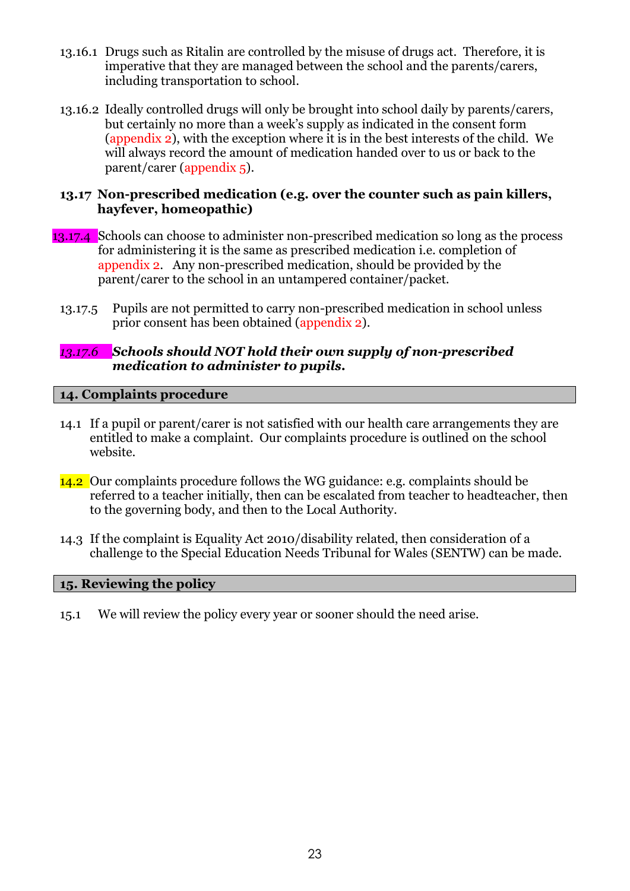13.16.1 Drugs such as Ritalin are controlled by the misuse of drugs act. Therefore, it is imperative that they are managed between the school and the parents/carers, including transportation to school.

13.16.2 Ideally controlled drugs will only be brought into school daily by parents/carers, but certainly no more than a week's supply as indicated in the consent form (appendix 2), with the exception where it is in the best interests of the child. We will always record the amount of medication handed over to us or back to the parent/carer (appendix 5).

**13.17 Non-prescribed medication (e.g. over the counter such as pain killers, hayfever, homeopathic)**

13.17.4 Schools can choose to administer non-prescribed medication so long as the process for administering it is the same as prescribed medication i.e. completion of appendix 2. Any non-prescribed medication, should be provided by the parent/carer to the school in an untampered container/packet.

13.17.5 Pupils are not permitted to carry non-prescribed medication in school unless prior consent has been obtained (appendix 2).

*13.17.6* ***Schools should NOT hold their own supply of non-prescribed medication to administer to pupils.***

## 14. Complaints procedure

14.1 If a pupil or parent/carer is not satisfied with our health care arrangements they are entitled to make a complaint. Our complaints procedure is outlined on the school website.

14.2 Our complaints procedure follows the WG guidance: e.g. complaints should be referred to a teacher initially, then can be escalated from teacher to headteacher, then to the governing body, and then to the Local Authority.

14.3 If the complaint is Equality Act 2010/disability related, then consideration of a challenge to the Special Education Needs Tribunal for Wales (SENTW) can be made.

## 15. Reviewing the policy

15.1 We will review the policy every year or sooner should the need arise.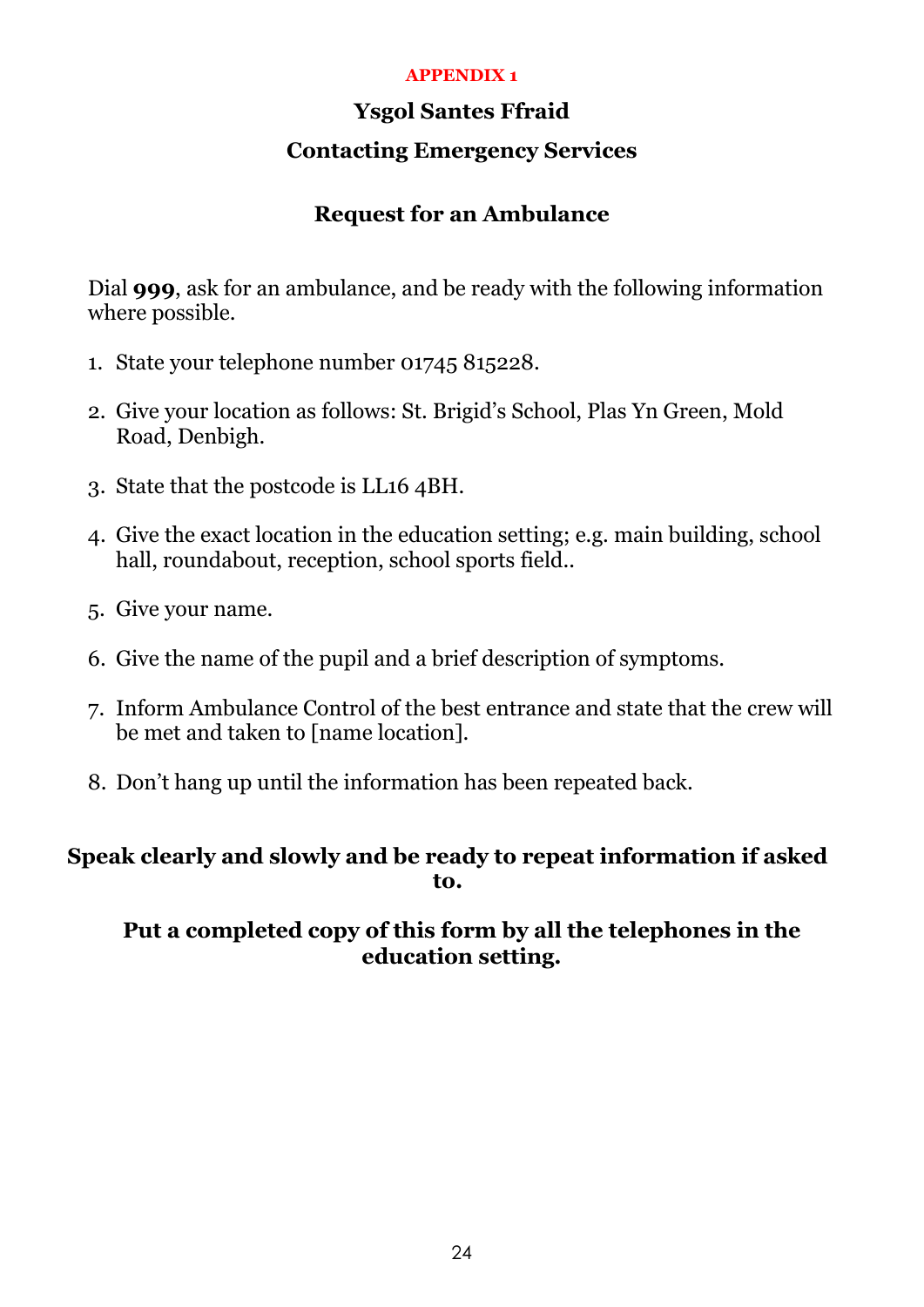**APPENDIX 1**

# Ysgol Santes Ffraid

## Contacting Emergency Services

### Request for an Ambulance

Dial **999**, ask for an ambulance, and be ready with the following information where possible.

1. State your telephone number 01745 815228.

2. Give your location as follows: St. Brigid's School, Plas Yn Green, Mold Road, Denbigh.

3. State that the postcode is LL16 4BH.

4. Give the exact location in the education setting; e.g. main building, school hall, roundabout, reception, school sports field..

5. Give your name.

6. Give the name of the pupil and a brief description of symptoms.

7. Inform Ambulance Control of the best entrance and state that the crew will be met and taken to [name location].

8. Don't hang up until the information has been repeated back.

**Speak clearly and slowly and be ready to repeat information if asked to.**

**Put a completed copy of this form by all the telephones in the education setting.**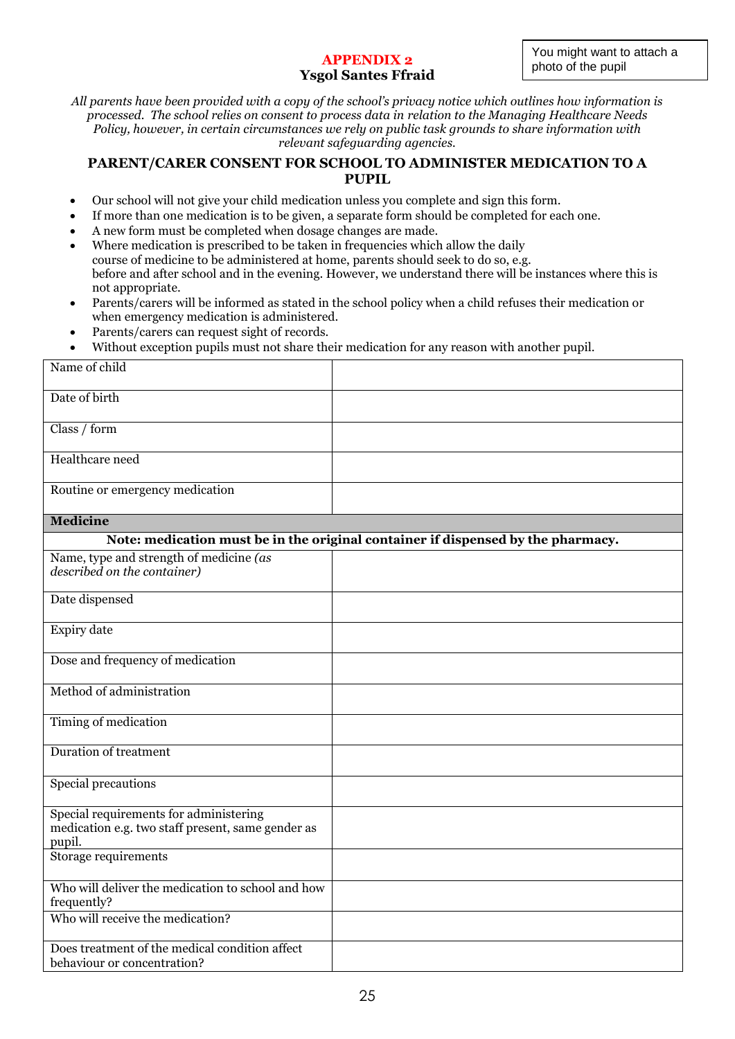You might want to attach a photo of the pupil

**APPENDIX 2**

**Ysgol Santes Ffraid**

*All parents have been provided with a copy of the school's privacy notice which outlines how information is processed. The school relies on consent to process data in relation to the Managing Healthcare Needs Policy, however, in certain circumstances we rely on public task grounds to share information with relevant safeguarding agencies.*

## PARENT/CARER CONSENT FOR SCHOOL TO ADMINISTER MEDICATION TO A PUPIL

- Our school will not give your child medication unless you complete and sign this form.
- If more than one medication is to be given, a separate form should be completed for each one.
- A new form must be completed when dosage changes are made.
- Where medication is prescribed to be taken in frequencies which allow the daily course of medicine to be administered at home, parents should seek to do so, e.g. before and after school and in the evening. However, we understand there will be instances where this is not appropriate.
- Parents/carers will be informed as stated in the school policy when a child refuses their medication or when emergency medication is administered.
- Parents/carers can request sight of records.
- Without exception pupils must not share their medication for any reason with another pupil.

| | |
|---|---|
| Name of child | |
| Date of birth | |
| Class / form | |
| Healthcare need | |
| Routine or emergency medication | |
| **Medicine** | |
| **Note: medication must be in the original container if dispensed by the pharmacy.** | |
| Name, type and strength of medicine *(as described on the container)* | |
| Date dispensed | |
| Expiry date | |
| Dose and frequency of medication | |
| Method of administration | |
| Timing of medication | |
| Duration of treatment | |
| Special precautions | |
| Special requirements for administering medication e.g. two staff present, same gender as pupil. | |
| Storage requirements | |
| Who will deliver the medication to school and how frequently? | |
| Who will receive the medication? | |
| Does treatment of the medical condition affect behaviour or concentration? | |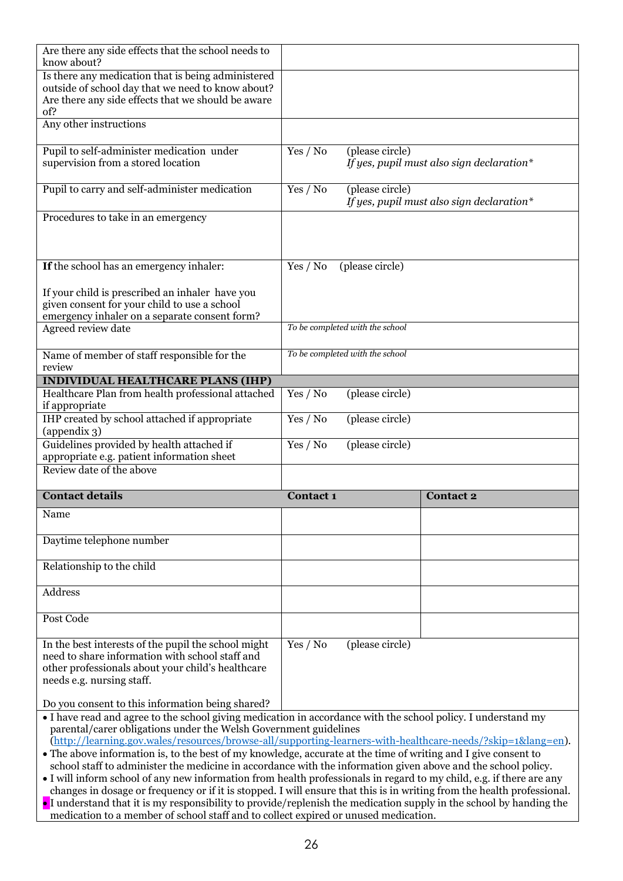| | | |
|---|---|---|
| Are there any side effects that the school needs to know about? | | |
| Is there any medication that is being administered outside of school day that we need to know about? Are there any side effects that we should be aware of? | | |
| Any other instructions | | |
| Pupil to self-administer medication under supervision from a stored location | Yes / No (please circle) *If yes, pupil must also sign declaration** | |
| Pupil to carry and self-administer medication | Yes / No (please circle) *If yes, pupil must also sign declaration** | |
| Procedures to take in an emergency | | |
| **If** the school has an emergency inhaler:<br><br>If your child is prescribed an inhaler have you given consent for your child to use a school emergency inhaler on a separate consent form? | Yes / No (please circle) | |
| Agreed review date | *To be completed with the school* | |
| Name of member of staff responsible for the review | *To be completed with the school* | |
| **INDIVIDUAL HEALTHCARE PLANS (IHP)** | | |
| Healthcare Plan from health professional attached if appropriate | Yes / No (please circle) | |
| IHP created by school attached if appropriate (appendix 3) | Yes / No (please circle) | |
| Guidelines provided by health attached if appropriate e.g. patient information sheet | Yes / No (please circle) | |
| Review date of the above | | |
| **Contact details** | **Contact 1** | **Contact 2** |
| Name | | |
| Daytime telephone number | | |
| Relationship to the child | | |
| Address | | |
| Post Code | | |
| In the best interests of the pupil the school might need to share information with school staff and other professionals about your child's healthcare needs e.g. nursing staff.<br><br>Do you consent to this information being shared? | Yes / No (please circle) | |

- I have read and agree to the school giving medication in accordance with the school policy. I understand my parental/carer obligations under the Welsh Government guidelines (http://learning.gov.wales/resources/browse-all/supporting-learners-with-healthcare-needs/?skip=1&lang=en).
- The above information is, to the best of my knowledge, accurate at the time of writing and I give consent to school staff to administer the medicine in accordance with the information given above and the school policy.
- I will inform school of any new information from health professionals in regard to my child, e.g. if there are any changes in dosage or frequency or if it is stopped. I will ensure that this is in writing from the health professional.
- I understand that it is my responsibility to provide/replenish the medication supply in the school by handing the medication to a member of school staff and to collect expired or unused medication.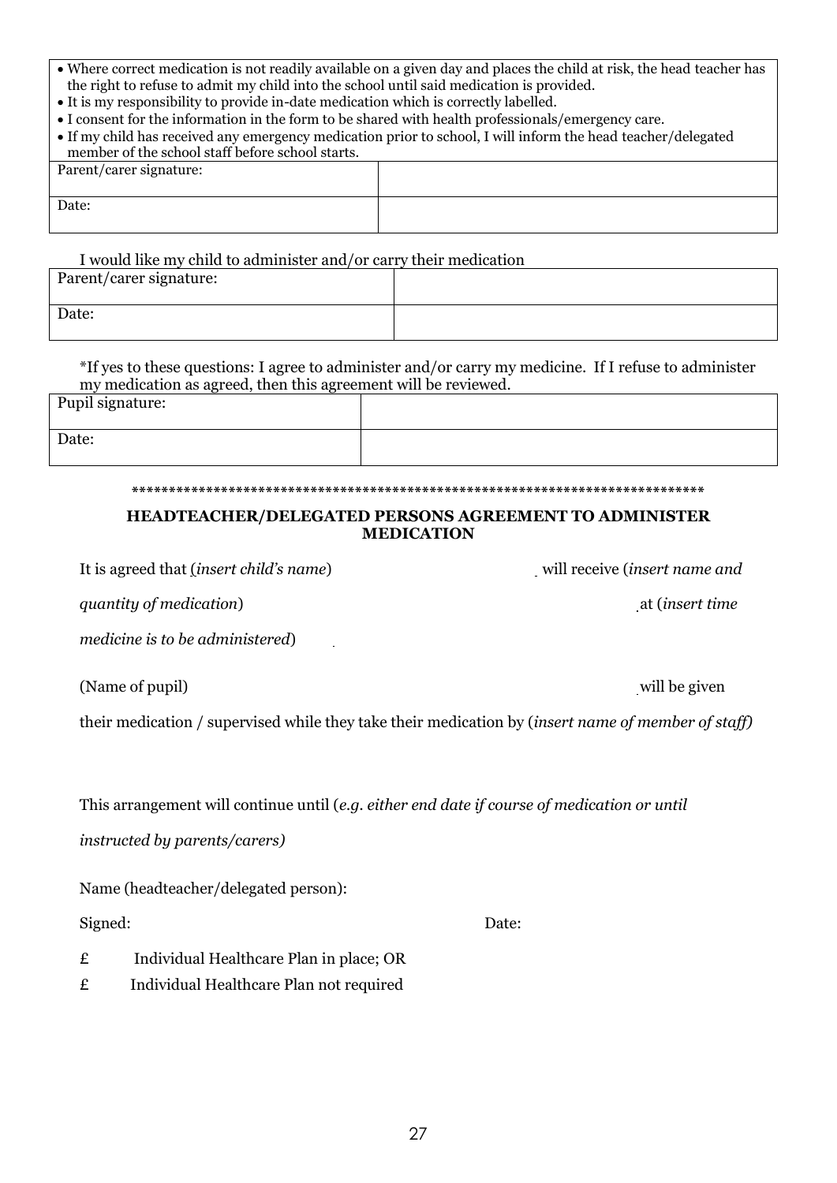| • Where correct medication is not readily available on a given day and places the child at risk, the head teacher has the right to refuse to admit my child into the school until said medication is provided.<br>• It is my responsibility to provide in-date medication which is correctly labelled.<br>• I consent for the information in the form to be shared with health professionals/emergency care.<br>• If my child has received any emergency medication prior to school, I will inform the head teacher/delegated member of the school staff before school starts. | |
|---|---|
| Parent/carer signature: | |
| Date: | |

I would like my child to administer and/or carry their medication

| Parent/carer signature: | |
|---|---|
| Date: | |

*If yes to these questions: I agree to administer and/or carry my medicine. If I refuse to administer my medication as agreed, then this agreement will be reviewed.

| Pupil signature: | |
|---|---|
| Date: | |

*****************************************************************************

## HEADTEACHER/DELEGATED PERSONS AGREEMENT TO ADMINISTER MEDICATION

It is agreed that (*insert child's name*) will receive (*insert name and quantity of medication*) at (*insert time medicine is to be administered*)

(Name of pupil) will be given their medication / supervised while they take their medication by (*insert name of member of staff)*

This arrangement will continue until (*e.g. either end date if course of medication or until instructed by parents/carers)*

Name (headteacher/delegated person):

Signed: Date:

£ Individual Healthcare Plan in place; OR

£ Individual Healthcare Plan not required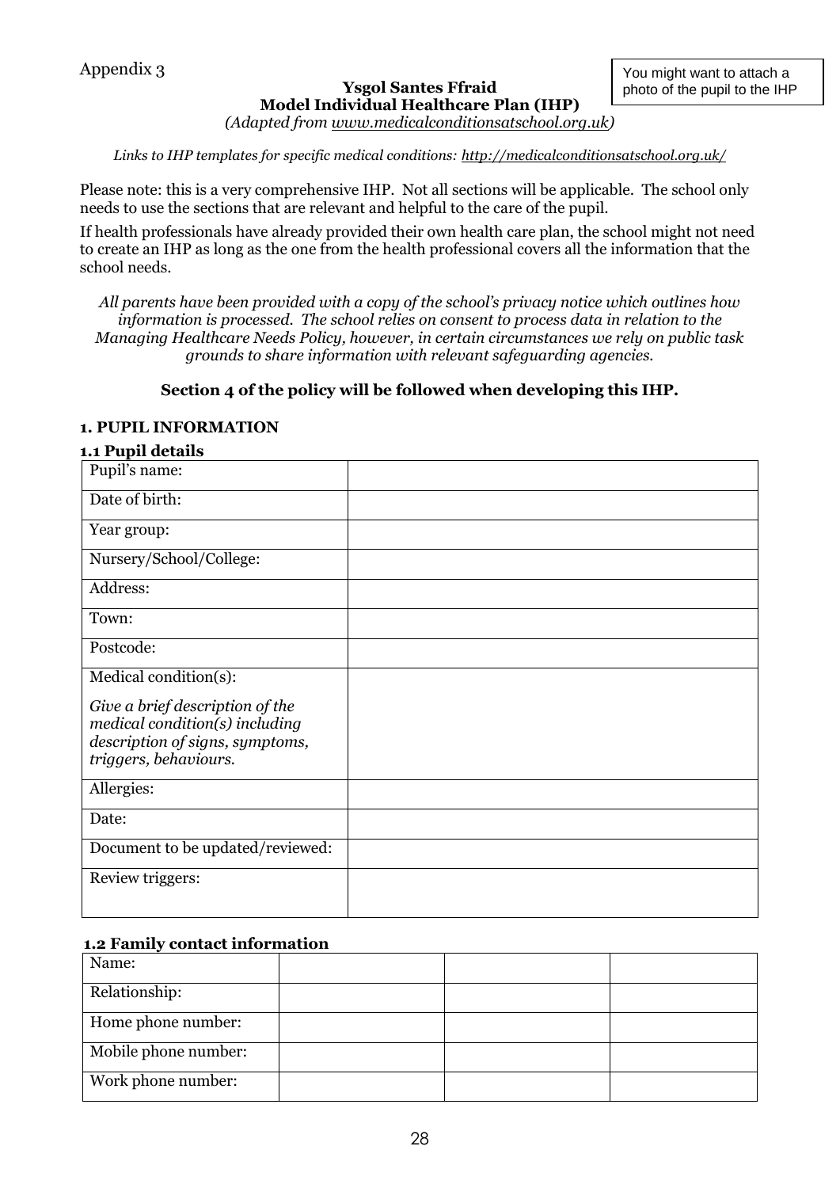Appendix 3

You might want to attach a photo of the pupil to the IHP

**Ysgol Santes Ffraid**
**Model Individual Healthcare Plan (IHP)**
*(Adapted from www.medicalconditionsatschool.org.uk)*

*Links to IHP templates for specific medical conditions: http://medicalconditionsatschool.org.uk/*

Please note: this is a very comprehensive IHP. Not all sections will be applicable. The school only needs to use the sections that are relevant and helpful to the care of the pupil.

If health professionals have already provided their own health care plan, the school might not need to create an IHP as long as the one from the health professional covers all the information that the school needs.

*All parents have been provided with a copy of the school's privacy notice which outlines how information is processed. The school relies on consent to process data in relation to the Managing Healthcare Needs Policy, however, in certain circumstances we rely on public task grounds to share information with relevant safeguarding agencies.*

**Section 4 of the policy will be followed when developing this IHP.**

## 1. PUPIL INFORMATION

### 1.1 Pupil details

| | |
|---|---|
| Pupil's name: | |
| Date of birth: | |
| Year group: | |
| Nursery/School/College: | |
| Address: | |
| Town: | |
| Postcode: | |
| Medical condition(s):<br><br>*Give a brief description of the medical condition(s) including description of signs, symptoms, triggers, behaviours.* | |
| Allergies: | |
| Date: | |
| Document to be updated/reviewed: | |
| Review triggers: | |

### 1.2 Family contact information

| | | | |
|---|---|---|---|
| Name: | | | |
| Relationship: | | | |
| Home phone number: | | | |
| Mobile phone number: | | | |
| Work phone number: | | | |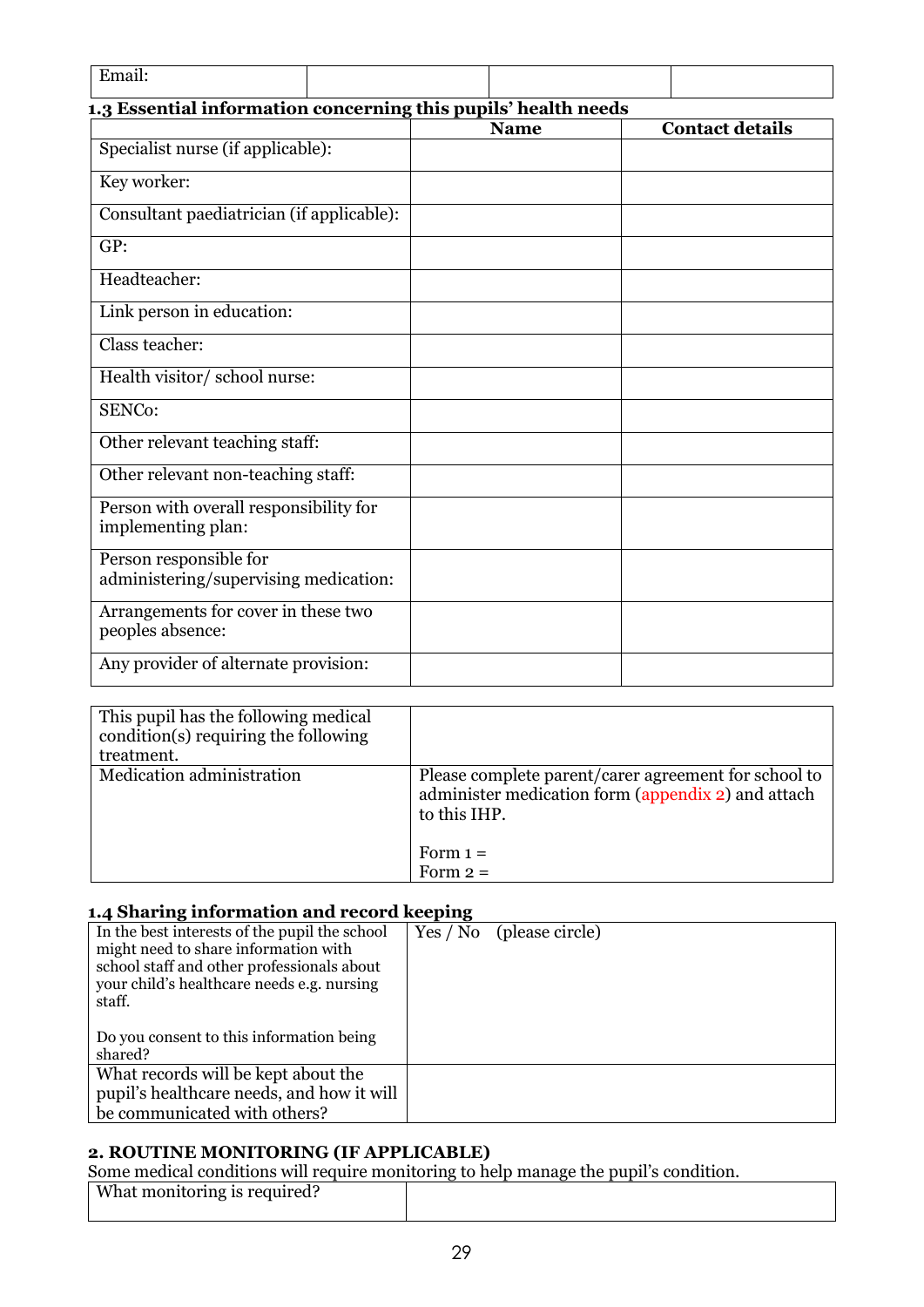| Email: | | | |
|---|---|---|---|

### 1.3 Essential information concerning this pupils' health needs

| | Name | Contact details |
|---|---|---|
| Specialist nurse (if applicable): | | |
| Key worker: | | |
| Consultant paediatrician (if applicable): | | |
| GP: | | |
| Headteacher: | | |
| Link person in education: | | |
| Class teacher: | | |
| Health visitor/ school nurse: | | |
| SENCo: | | |
| Other relevant teaching staff: | | |
| Other relevant non-teaching staff: | | |
| Person with overall responsibility for implementing plan: | | |
| Person responsible for administering/supervising medication: | | |
| Arrangements for cover in these two peoples absence: | | |
| Any provider of alternate provision: | | |

| This pupil has the following medical condition(s) requiring the following treatment. | |
|---|---|
| Medication administration | Please complete parent/carer agreement for school to administer medication form (appendix 2) and attach to this IHP.<br><br>Form 1 =<br>Form 2 = |

### 1.4 Sharing information and record keeping

| In the best interests of the pupil the school might need to share information with school staff and other professionals about your child's healthcare needs e.g. nursing staff.<br><br>Do you consent to this information being shared? | Yes / No (please circle) |
|---|---|
| What records will be kept about the pupil's healthcare needs, and how it will be communicated with others? | |

## 2. ROUTINE MONITORING (IF APPLICABLE)

Some medical conditions will require monitoring to help manage the pupil's condition.

| What monitoring is required? | |
|---|---|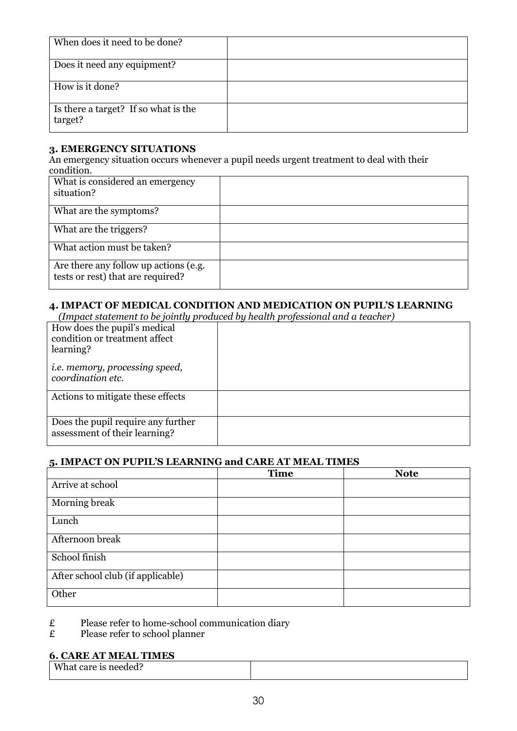| | |
|---|---|
| When does it need to be done? | |
| Does it need any equipment? | |
| How is it done? | |
| Is there a target? If so what is the target? | |

### 3. EMERGENCY SITUATIONS

An emergency situation occurs whenever a pupil needs urgent treatment to deal with their condition.

| | |
|---|---|
| What is considered an emergency situation? | |
| What are the symptoms? | |
| What are the triggers? | |
| What action must be taken? | |
| Are there any follow up actions (e.g. tests or rest) that are required? | |

### 4. IMPACT OF MEDICAL CONDITION AND MEDICATION ON PUPIL'S LEARNING

*(Impact statement to be jointly produced by health professional and a teacher)*

| | |
|---|---|
| How does the pupil's medical condition or treatment affect learning?<br><br>*i.e. memory, processing speed, coordination etc.* | |
| Actions to mitigate these effects | |
| Does the pupil require any further assessment of their learning? | |

### 5. IMPACT ON PUPIL'S LEARNING and CARE AT MEAL TIMES

| | Time | Note |
|---|---|---|
| Arrive at school | | |
| Morning break | | |
| Lunch | | |
| Afternoon break | | |
| School finish | | |
| After school club (if applicable) | | |
| Other | | |

£ Please refer to home-school communication diary

£ Please refer to school planner

### 6. CARE AT MEAL TIMES

| | |
|---|---|
| What care is needed? | |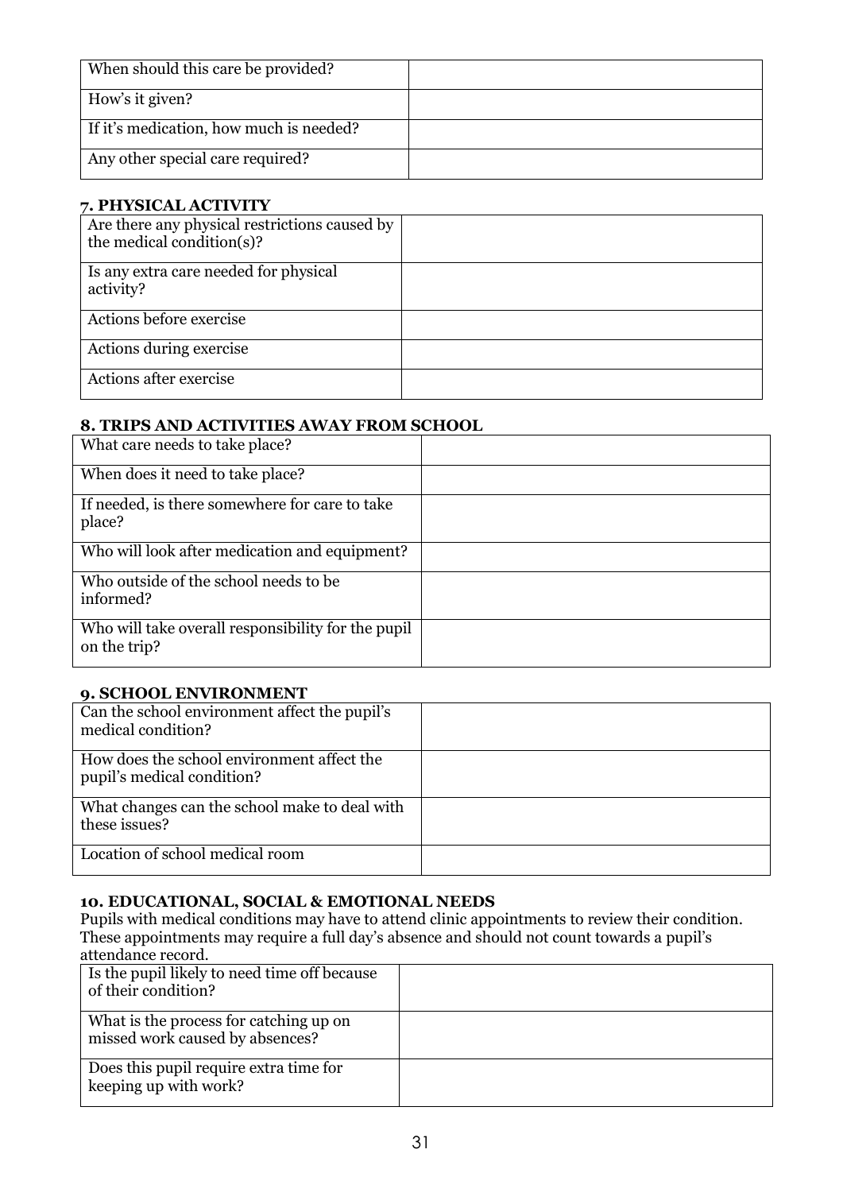| When should this care be provided? | |
| --- | --- |
| How's it given? | |
| If it's medication, how much is needed? | |
| Any other special care required? | |

**7. PHYSICAL ACTIVITY**

| Are there any physical restrictions caused by the medical condition(s)? | |
| --- | --- |
| Is any extra care needed for physical activity? | |
| Actions before exercise | |
| Actions during exercise | |
| Actions after exercise | |

**8. TRIPS AND ACTIVITIES AWAY FROM SCHOOL**

| What care needs to take place? | |
| --- | --- |
| When does it need to take place? | |
| If needed, is there somewhere for care to take place? | |
| Who will look after medication and equipment? | |
| Who outside of the school needs to be informed? | |
| Who will take overall responsibility for the pupil on the trip? | |

**9. SCHOOL ENVIRONMENT**

| Can the school environment affect the pupil's medical condition? | |
| --- | --- |
| How does the school environment affect the pupil's medical condition? | |
| What changes can the school make to deal with these issues? | |
| Location of school medical room | |

**10. EDUCATIONAL, SOCIAL & EMOTIONAL NEEDS**

Pupils with medical conditions may have to attend clinic appointments to review their condition. These appointments may require a full day's absence and should not count towards a pupil's attendance record.

| Is the pupil likely to need time off because of their condition? | |
| --- | --- |
| What is the process for catching up on missed work caused by absences? | |
| Does this pupil require extra time for keeping up with work? | |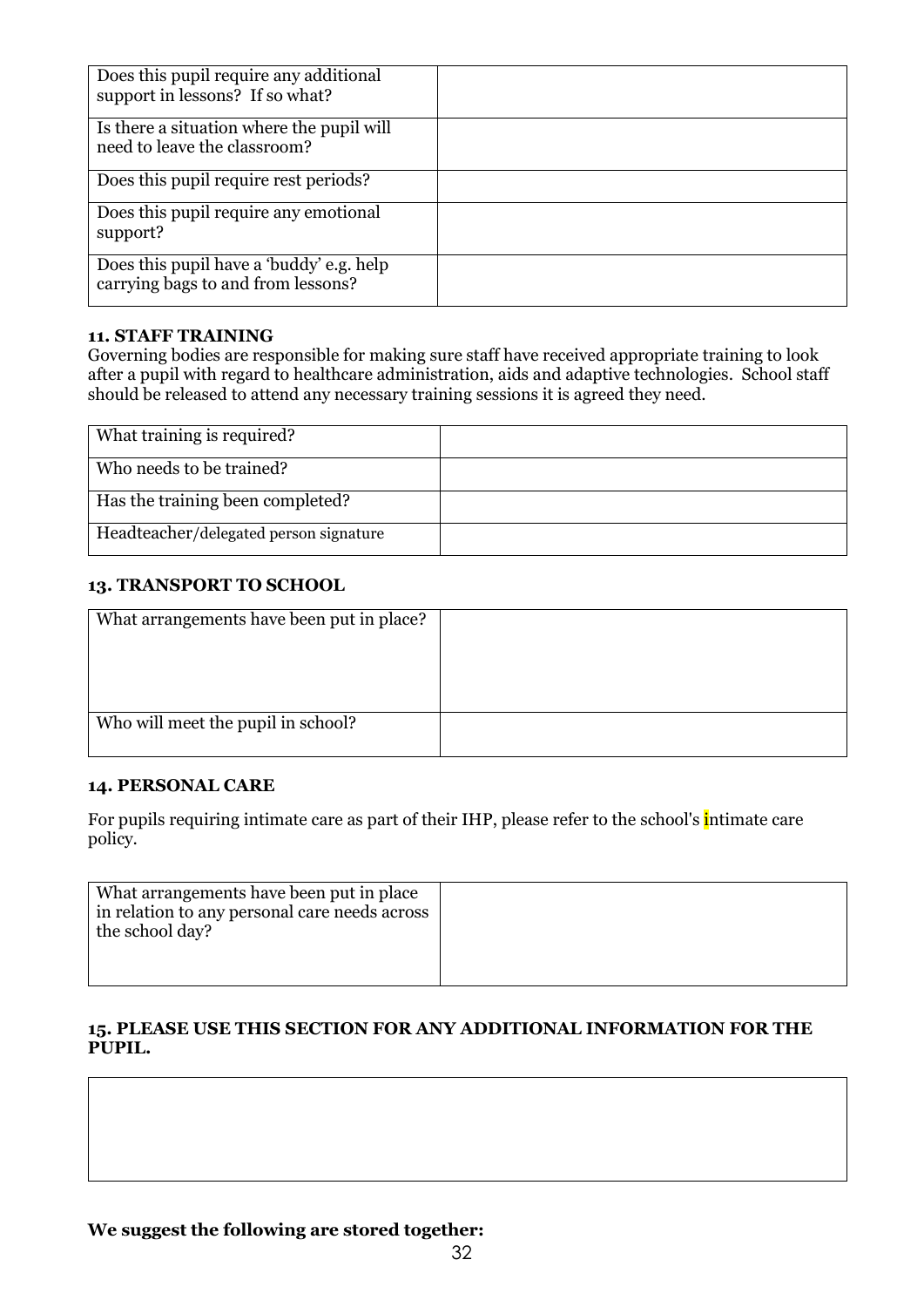| Does this pupil require any additional support in lessons? If so what? | |
|---|---|
| Is there a situation where the pupil will need to leave the classroom? | |
| Does this pupil require rest periods? | |
| Does this pupil require any emotional support? | |
| Does this pupil have a 'buddy' e.g. help carrying bags to and from lessons? | |

**11. STAFF TRAINING**

Governing bodies are responsible for making sure staff have received appropriate training to look after a pupil with regard to healthcare administration, aids and adaptive technologies. School staff should be released to attend any necessary training sessions it is agreed they need.

| What training is required? | |
|---|---|
| Who needs to be trained? | |
| Has the training been completed? | |
| Headteacher/delegated person signature | |

**13. TRANSPORT TO SCHOOL**

| What arrangements have been put in place? | |
|---|---|
| Who will meet the pupil in school? | |

**14. PERSONAL CARE**

For pupils requiring intimate care as part of their IHP, please refer to the school's intimate care policy.

| What arrangements have been put in place in relation to any personal care needs across the school day? | |
|---|---|

**15. PLEASE USE THIS SECTION FOR ANY ADDITIONAL INFORMATION FOR THE PUPIL.**

| |
|---|
| |

**We suggest the following are stored together:**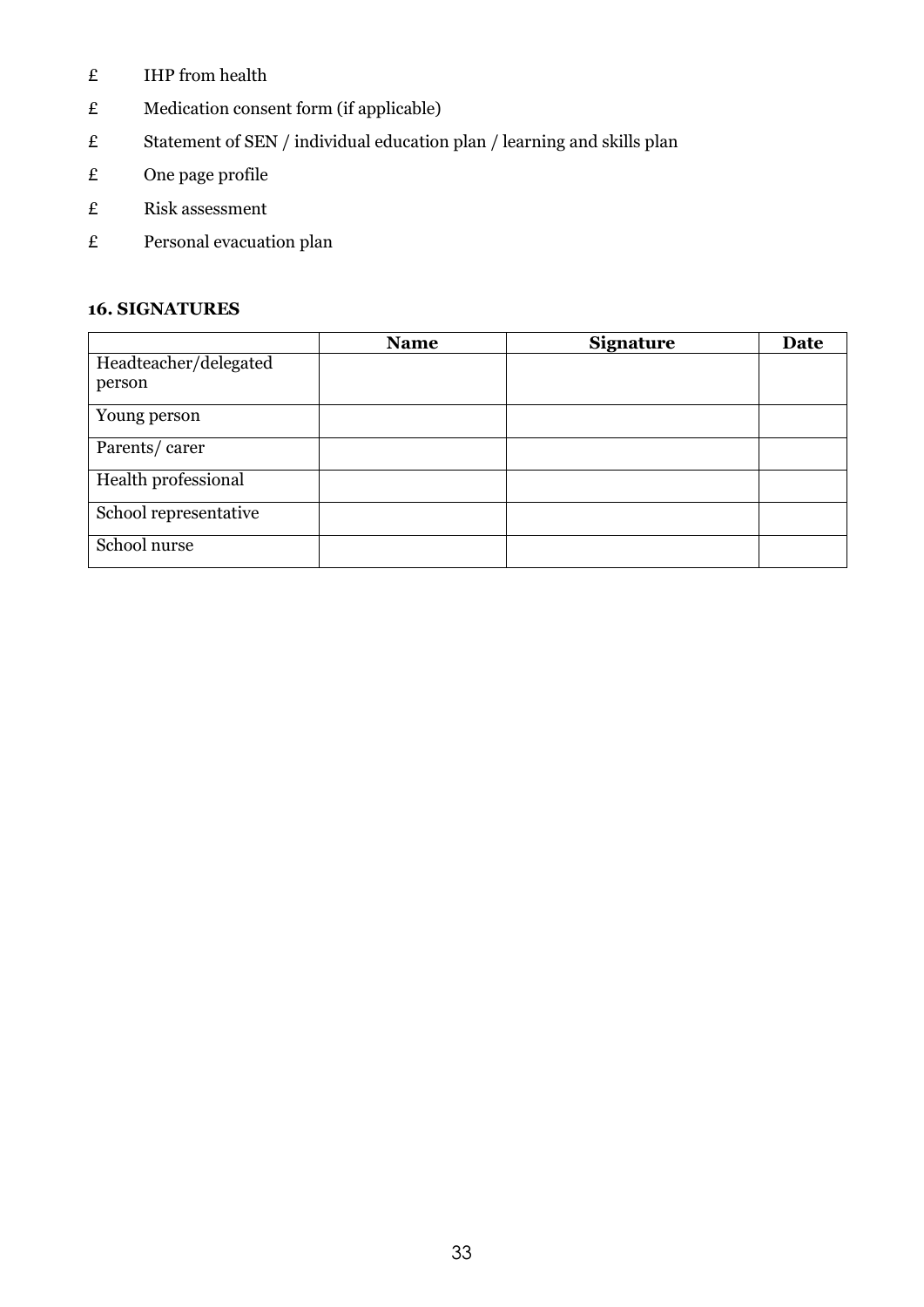£ IHP from health

£ Medication consent form (if applicable)

£ Statement of SEN / individual education plan / learning and skills plan

£ One page profile

£ Risk assessment

£ Personal evacuation plan

**16. SIGNATURES**

| | Name | Signature | Date |
|---|---|---|---|
| Headteacher/delegated person | | | |
| Young person | | | |
| Parents/ carer | | | |
| Health professional | | | |
| School representative | | | |
| School nurse | | | |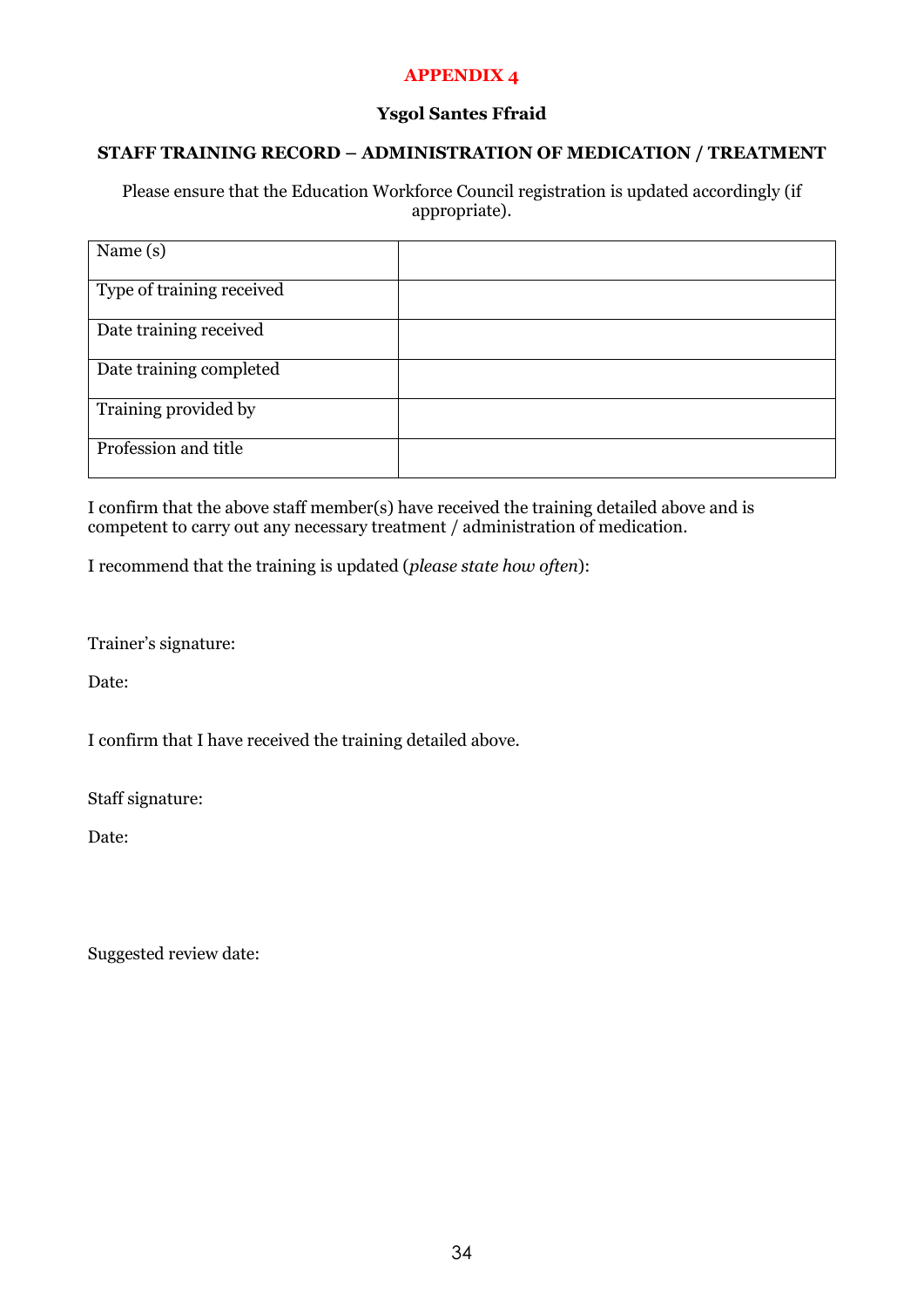## APPENDIX 4

### Ysgol Santes Ffraid

### STAFF TRAINING RECORD – ADMINISTRATION OF MEDICATION / TREATMENT

Please ensure that the Education Workforce Council registration is updated accordingly (if appropriate).

| | |
|---|---|
| Name (s) | |
| Type of training received | |
| Date training received | |
| Date training completed | |
| Training provided by | |
| Profession and title | |

I confirm that the above staff member(s) have received the training detailed above and is competent to carry out any necessary treatment / administration of medication.

I recommend that the training is updated (*please state how often*):

Trainer's signature:

Date:

I confirm that I have received the training detailed above.

Staff signature:

Date:

Suggested review date: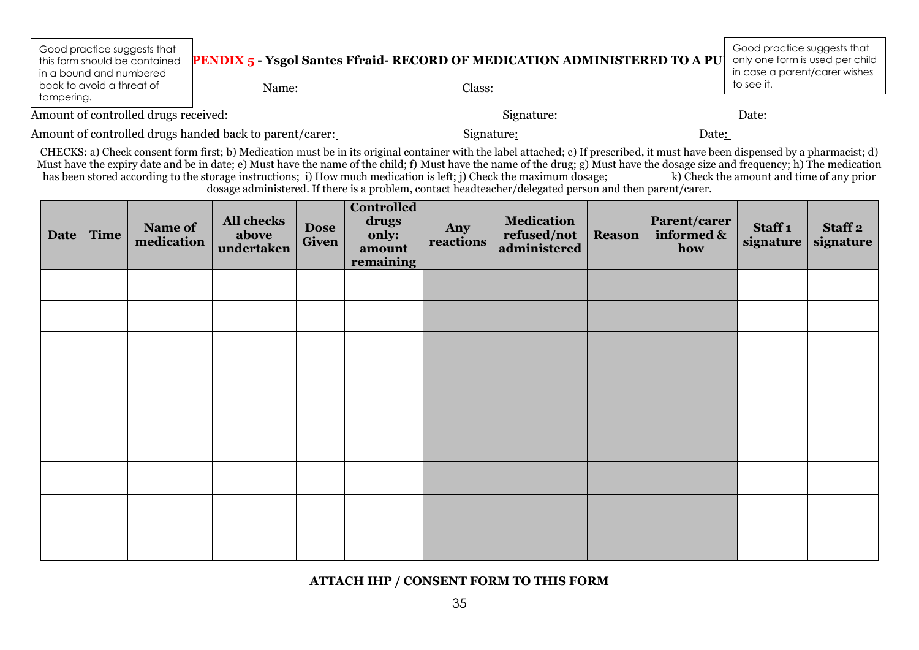Good practice suggests that this form should be contained in a bound and numbered book to avoid a threat of tampering.

## PENDIX 5 - Ysgol Santes Ffraid- RECORD OF MEDICATION ADMINISTERED TO A PU

Good practice suggests that only one form is used per child in case a parent/carer wishes to see it.

Name: Class:

Amount of controlled drugs received: Signature: Date:

Amount of controlled drugs handed back to parent/carer: Signature: Date:

CHECKS: a) Check consent form first; b) Medication must be in its original container with the label attached; c) If prescribed, it must have been dispensed by a pharmacist; d) Must have the expiry date and be in date; e) Must have the name of the child; f) Must have the name of the drug; g) Must have the dosage size and frequency; h) The medication has been stored according to the storage instructions; i) How much medication is left; j) Check the maximum dosage; k) Check the amount and time of any prior dosage administered. If there is a problem, contact headteacher/delegated person and then parent/carer.

| Date | Time | Name of medication | All checks above undertaken | Dose Given | Controlled drugs only: amount remaining | Any reactions | Medication refused/not administered | Reason | Parent/carer informed & how | Staff 1 signature | Staff 2 signature |
|---|---|---|---|---|---|---|---|---|---|---|---|
| | | | | | | | | | | | |
| | | | | | | | | | | | |
| | | | | | | | | | | | |
| | | | | | | | | | | | |
| | | | | | | | | | | | |
| | | | | | | | | | | | |
| | | | | | | | | | | | |
| | | | | | | | | | | | |
| | | | | | | | | | | | |

**ATTACH IHP / CONSENT FORM TO THIS FORM**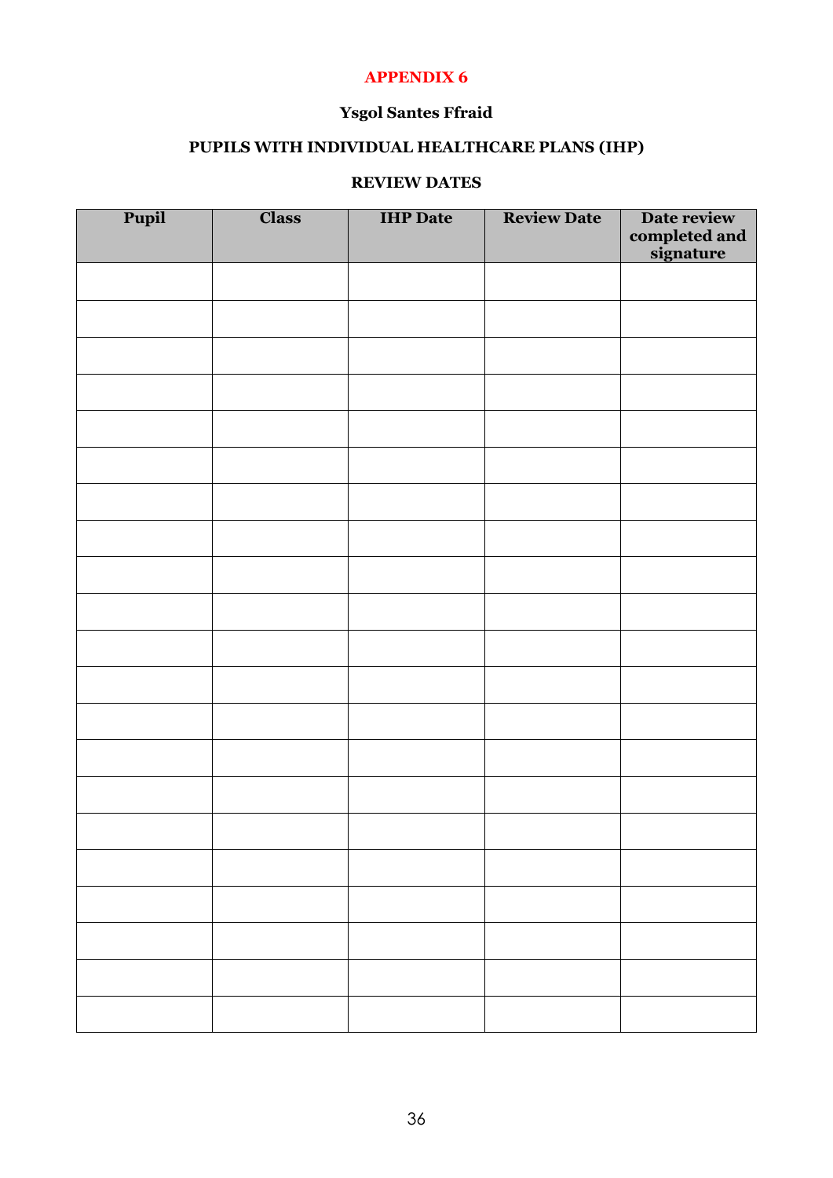**APPENDIX 6**

**Ysgol Santes Ffraid**

**PUPILS WITH INDIVIDUAL HEALTHCARE PLANS (IHP)**

**REVIEW DATES**

| Pupil | Class | IHP Date | Review Date | Date review completed and signature |
|---|---|---|---|---|
| | | | | |
| | | | | |
| | | | | |
| | | | | |
| | | | | |
| | | | | |
| | | | | |
| | | | | |
| | | | | |
| | | | | |
| | | | | |
| | | | | |
| | | | | |
| | | | | |
| | | | | |
| | | | | |
| | | | | |
| | | | | |
| | | | | |
| | | | | |
| | | | | |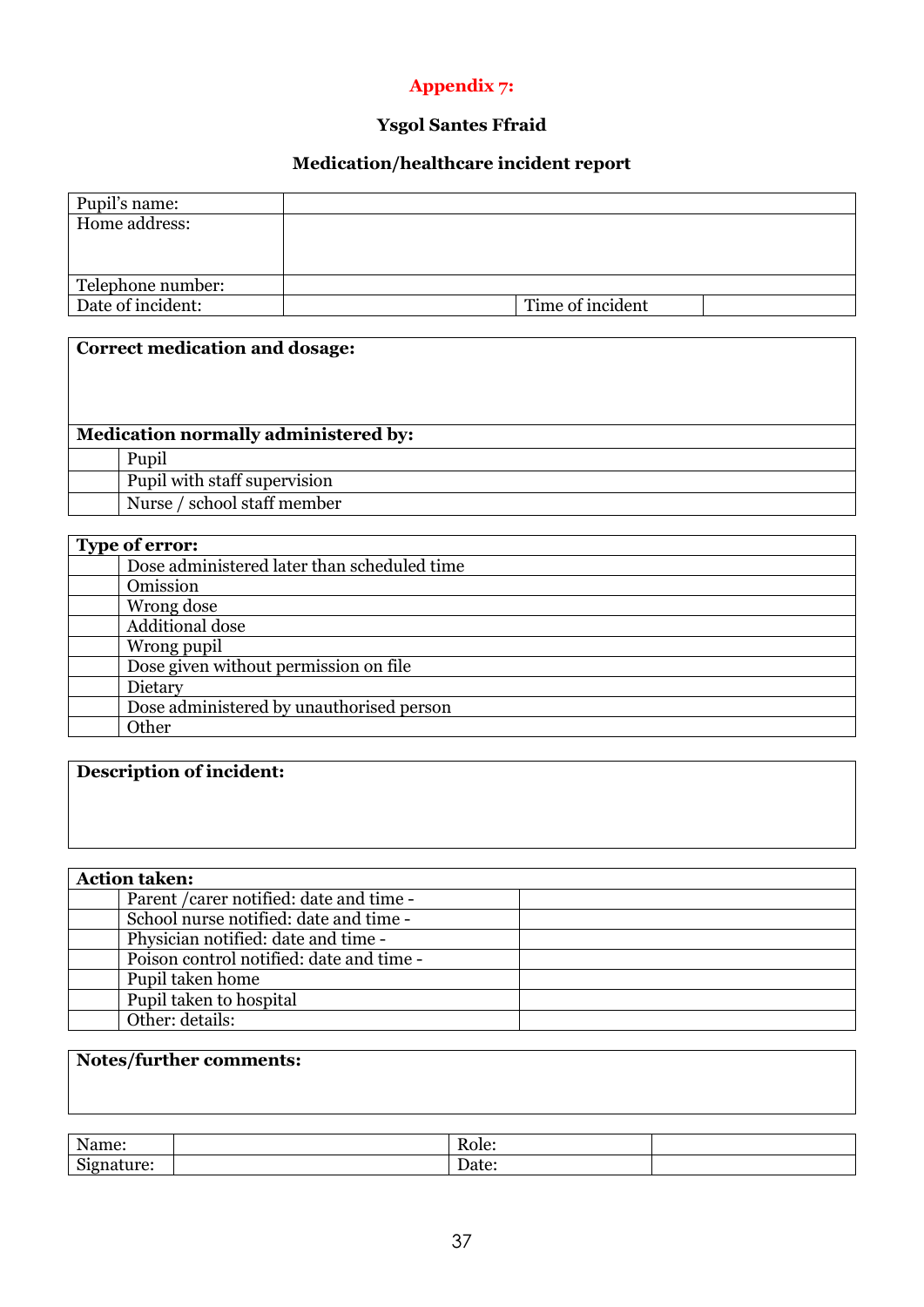**Appendix 7:**

**Ysgol Santes Ffraid**

**Medication/healthcare incident report**

| Pupil's name: | | | |
|---|---|---|---|
| Home address: | | | |
| Telephone number: | | | |
| Date of incident: | | Time of incident | |

| **Correct medication and dosage:** | |
|---|---|
| | |
| **Medication normally administered by:** | |
| | Pupil |
| | Pupil with staff supervision |
| | Nurse / school staff member |

| **Type of error:** | |
|---|---|
| | Dose administered later than scheduled time |
| | Omission |
| | Wrong dose |
| | Additional dose |
| | Wrong pupil |
| | Dose given without permission on file |
| | Dietary |
| | Dose administered by unauthorised person |
| | Other |

| **Description of incident:** |
|---|
| |

| **Action taken:** | | |
|---|---|---|
| | Parent /carer notified: date and time - | |
| | School nurse notified: date and time - | |
| | Physician notified: date and time - | |
| | Poison control notified: date and time - | |
| | Pupil taken home | |
| | Pupil taken to hospital | |
| | Other: details: | |

| **Notes/further comments:** |
|---|
| |

| Name: | | Role: | |
|---|---|---|---|
| Signature: | | Date: | |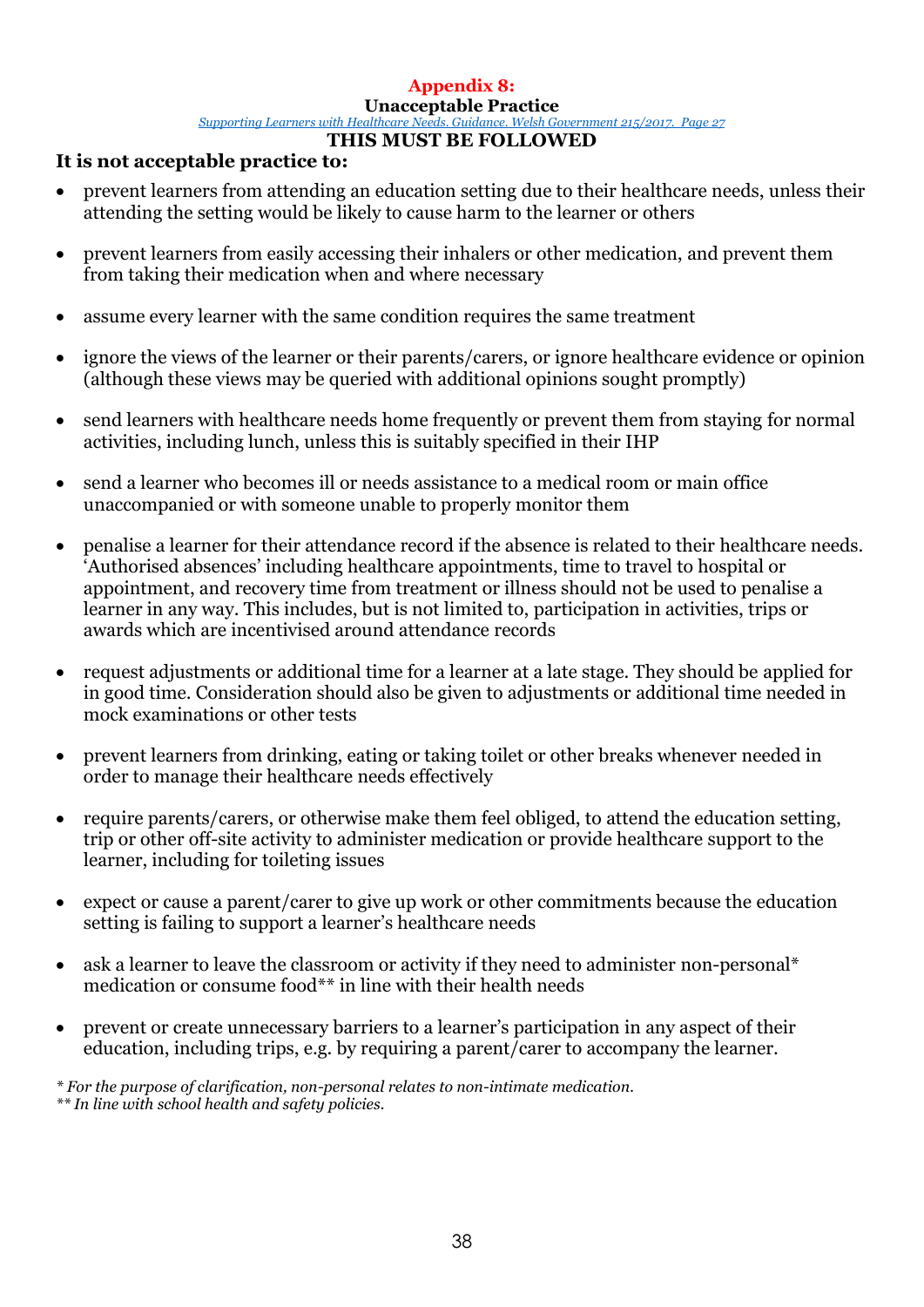## Appendix 8:

### Unacceptable Practice

*Supporting Learners with Healthcare Needs. Guidance. Welsh Government 215/2017. Page 27*

**THIS MUST BE FOLLOWED**

**It is not acceptable practice to:**

- prevent learners from attending an education setting due to their healthcare needs, unless their attending the setting would be likely to cause harm to the learner or others
- prevent learners from easily accessing their inhalers or other medication, and prevent them from taking their medication when and where necessary
- assume every learner with the same condition requires the same treatment
- ignore the views of the learner or their parents/carers, or ignore healthcare evidence or opinion (although these views may be queried with additional opinions sought promptly)
- send learners with healthcare needs home frequently or prevent them from staying for normal activities, including lunch, unless this is suitably specified in their IHP
- send a learner who becomes ill or needs assistance to a medical room or main office unaccompanied or with someone unable to properly monitor them
- penalise a learner for their attendance record if the absence is related to their healthcare needs. 'Authorised absences' including healthcare appointments, time to travel to hospital or appointment, and recovery time from treatment or illness should not be used to penalise a learner in any way. This includes, but is not limited to, participation in activities, trips or awards which are incentivised around attendance records
- request adjustments or additional time for a learner at a late stage. They should be applied for in good time. Consideration should also be given to adjustments or additional time needed in mock examinations or other tests
- prevent learners from drinking, eating or taking toilet or other breaks whenever needed in order to manage their healthcare needs effectively
- require parents/carers, or otherwise make them feel obliged, to attend the education setting, trip or other off-site activity to administer medication or provide healthcare support to the learner, including for toileting issues
- expect or cause a parent/carer to give up work or other commitments because the education setting is failing to support a learner's healthcare needs
- ask a learner to leave the classroom or activity if they need to administer non-personal* medication or consume food** in line with their health needs
- prevent or create unnecessary barriers to a learner's participation in any aspect of their education, including trips, e.g. by requiring a parent/carer to accompany the learner.

*\* For the purpose of clarification, non-personal relates to non-intimate medication.*
*\*\* In line with school health and safety policies.*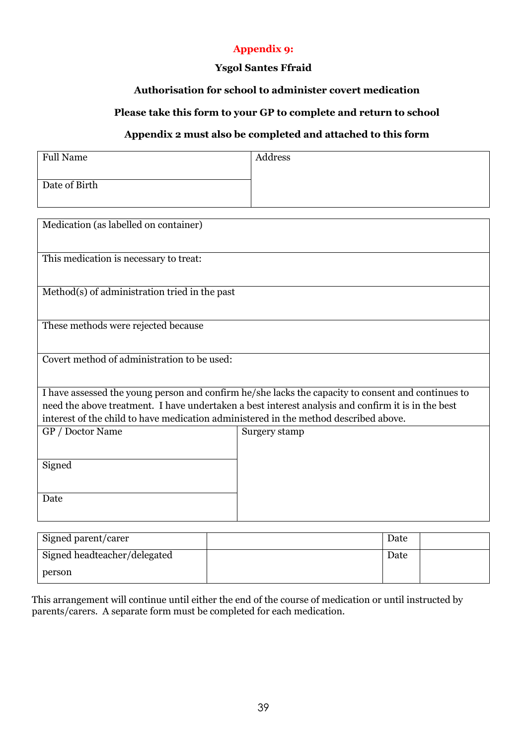**Appendix 9:**

**Ysgol Santes Ffraid**

**Authorisation for school to administer covert medication**

**Please take this form to your GP to complete and return to school**

**Appendix 2 must also be completed and attached to this form**

| Full Name | Address |
|---|---|
| Date of Birth | |

| Medication (as labelled on container) |
|---|
| This medication is necessary to treat: |
| Method(s) of administration tried in the past |
| These methods were rejected because |
| Covert method of administration to be used: |
| I have assessed the young person and confirm he/she lacks the capacity to consent and continues to need the above treatment. I have undertaken a best interest analysis and confirm it is in the best interest of the child to have medication administered in the method described above. |

| GP / Doctor Name | Surgery stamp |
|---|---|
| Signed | |
| Date | |

| Signed parent/carer | | Date | |
|---|---|---|---|
| Signed headteacher/delegated person | | Date | |

This arrangement will continue until either the end of the course of medication or until instructed by parents/carers. A separate form must be completed for each medication.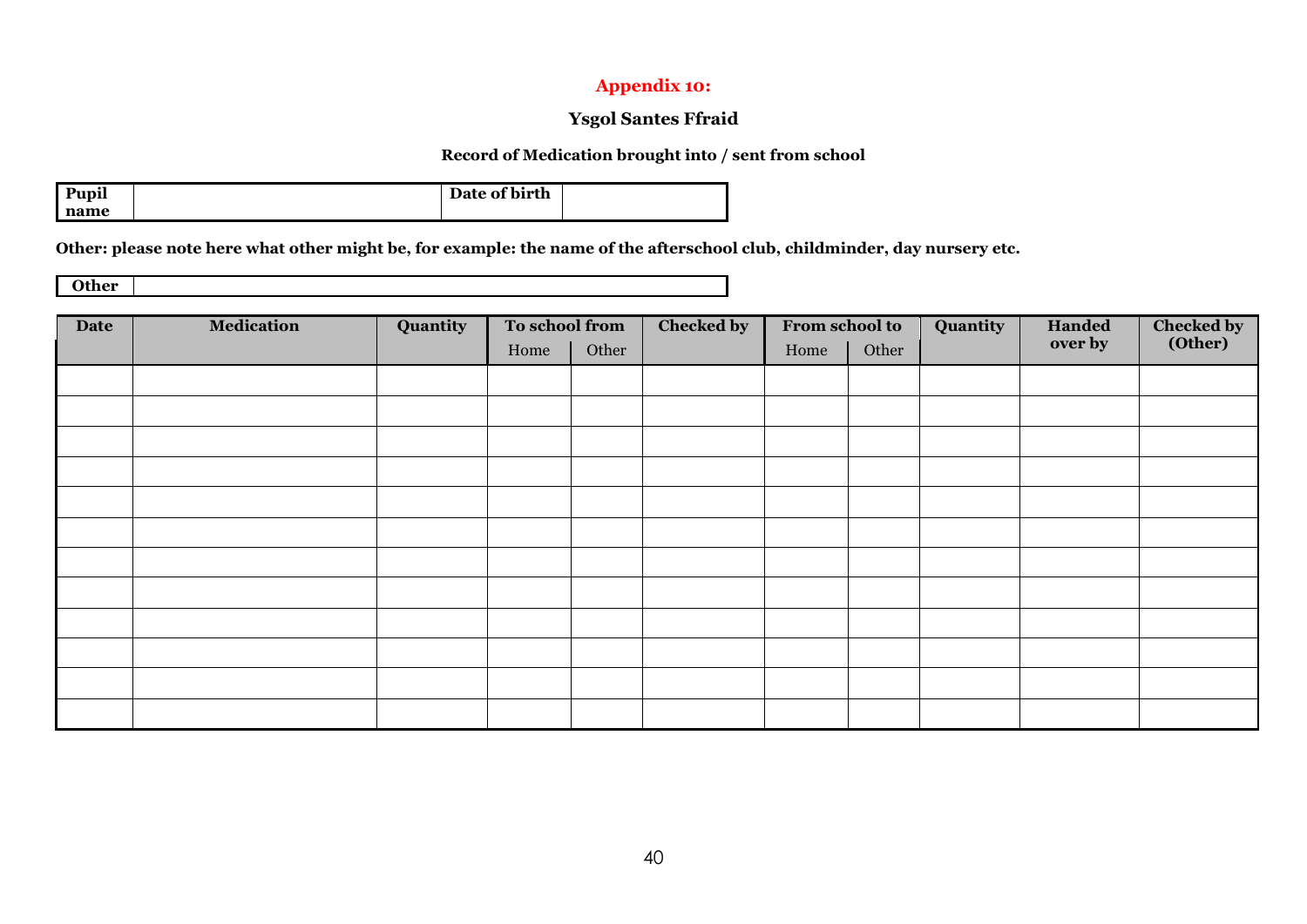# Appendix 10:

## Ysgol Santes Ffraid

### Record of Medication brought into / sent from school

| Pupil name | | Date of birth | |
|---|---|---|---|

**Other: please note here what other might be, for example: the name of the afterschool club, childminder, day nursery etc.**

| Other | |
|---|---|

| Date | Medication | Quantity | To school from | | Checked by | From school to | | Quantity | Handed over by | Checked by (Other) |
|---|---|---|---|---|---|---|---|---|---|---|
| | | | Home | Other | | Home | Other | | | |
| | | | | | | | | | | |
| | | | | | | | | | | |
| | | | | | | | | | | |
| | | | | | | | | | | |
| | | | | | | | | | | |
| | | | | | | | | | | |
| | | | | | | | | | | |
| | | | | | | | | | | |
| | | | | | | | | | | |
| | | | | | | | | | | |
| | | | | | | | | | | |
| | | | | | | | | | | |